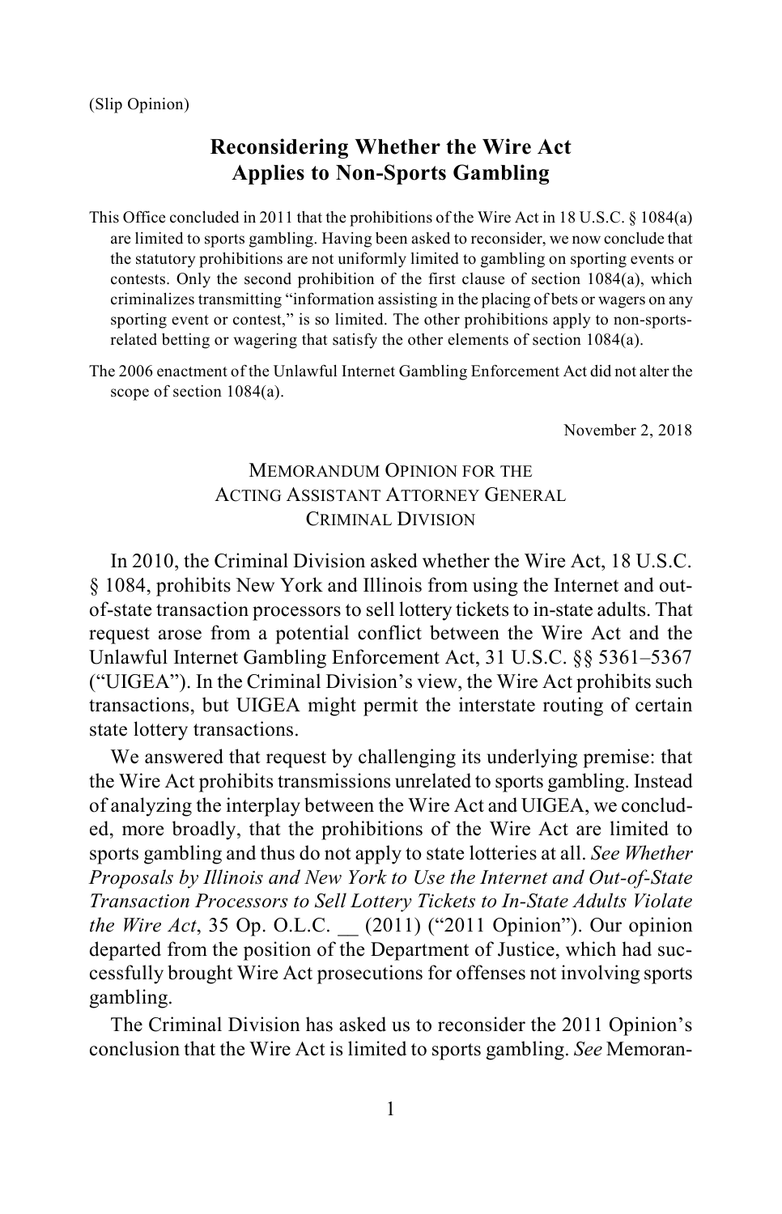(Slip Opinion)

# Reconsidering Whether the Wire Act Applies to Non-Sports Gambling

This Office concluded in 2011 that the prohibitions of the Wire Act in 18 U.S.C. § 1084(a) are limited to sports gambling. Having been asked to reconsider, we now conclude that the statutory prohibitions are not uniformly limited to gambling on sporting events or contests. Only the second prohibition of the first clause of section 1084(a), which criminalizes transmitting "information assisting in the placing of bets or wagers on any sporting event or contest," is so limited. The other prohibitions apply to non-sports-related betting or wagering that satisfy the other elements of section 1084(a).

The 2006 enactment of the Unlawful Internet Gambling Enforcement Act did not alter the scope of section 1084(a).

November 2, 2018

## MEMORANDUM OPINION FOR THE ACTING ASSISTANT ATTORNEY GENERAL CRIMINAL DIVISION

In 2010, the Criminal Division asked whether the Wire Act, 18 U.S.C. § 1084, prohibits New York and Illinois from using the Internet and out-of-state transaction processors to sell lottery tickets to in-state adults. That request arose from a potential conflict between the Wire Act and the Unlawful Internet Gambling Enforcement Act, 31 U.S.C. §§ 5361–5367 ("UIGEA"). In the Criminal Division's view, the Wire Act prohibits such transactions, but UIGEA might permit the interstate routing of certain state lottery transactions.

We answered that request by challenging its underlying premise: that the Wire Act prohibits transmissions unrelated to sports gambling. Instead of analyzing the interplay between the Wire Act and UIGEA, we concluded, more broadly, that the prohibitions of the Wire Act are limited to sports gambling and thus do not apply to state lotteries at all. *See Whether Proposals by Illinois and New York to Use the Internet and Out-of-State Transaction Processors to Sell Lottery Tickets to In-State Adults Violate the Wire Act*, 35 Op. O.L.C. __ (2011) ("2011 Opinion"). Our opinion departed from the position of the Department of Justice, which had successfully brought Wire Act prosecutions for offenses not involving sports gambling.

The Criminal Division has asked us to reconsider the 2011 Opinion's conclusion that the Wire Act is limited to sports gambling. *See* Memoran-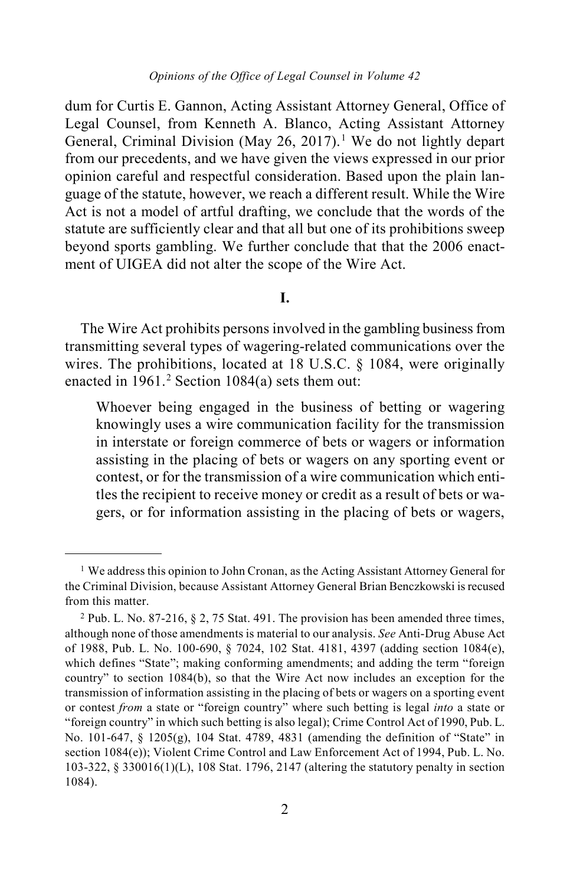dum for Curtis E. Gannon, Acting Assistant Attorney General, Office of Legal Counsel, from Kenneth A. Blanco, Acting Assistant Attorney General, Criminal Division (May 26, 2017).[1] We do not lightly depart from our precedents, and we have given the views expressed in our prior opinion careful and respectful consideration. Based upon the plain language of the statute, however, we reach a different result. While the Wire Act is not a model of artful drafting, we conclude that the words of the statute are sufficiently clear and that all but one of its prohibitions sweep beyond sports gambling. We further conclude that that the 2006 enactment of UIGEA did not alter the scope of the Wire Act.

## I.

The Wire Act prohibits persons involved in the gambling business from transmitting several types of wagering-related communications over the wires. The prohibitions, located at 18 U.S.C. § 1084, were originally enacted in 1961.[2] Section 1084(a) sets them out:

> Whoever being engaged in the business of betting or wagering knowingly uses a wire communication facility for the transmission in interstate or foreign commerce of bets or wagers or information assisting in the placing of bets or wagers on any sporting event or contest, or for the transmission of a wire communication which entitles the recipient to receive money or credit as a result of bets or wagers, or for information assisting in the placing of bets or wagers,

---

[1] We address this opinion to John Cronan, as the Acting Assistant Attorney General for the Criminal Division, because Assistant Attorney General Brian Benczkowski is recused from this matter.

[2] Pub. L. No. 87-216, § 2, 75 Stat. 491. The provision has been amended three times, although none of those amendments is material to our analysis. *See* Anti-Drug Abuse Act of 1988, Pub. L. No. 100-690, § 7024, 102 Stat. 4181, 4397 (adding section 1084(e), which defines "State"; making conforming amendments; and adding the term "foreign country" to section 1084(b), so that the Wire Act now includes an exception for the transmission of information assisting in the placing of bets or wagers on a sporting event or contest *from* a state or "foreign country" where such betting is legal *into* a state or "foreign country" in which such betting is also legal); Crime Control Act of 1990, Pub. L. No. 101-647, § 1205(g), 104 Stat. 4789, 4831 (amending the definition of "State" in section 1084(e)); Violent Crime Control and Law Enforcement Act of 1994, Pub. L. No. 103-322, § 330016(1)(L), 108 Stat. 1796, 2147 (altering the statutory penalty in section 1084).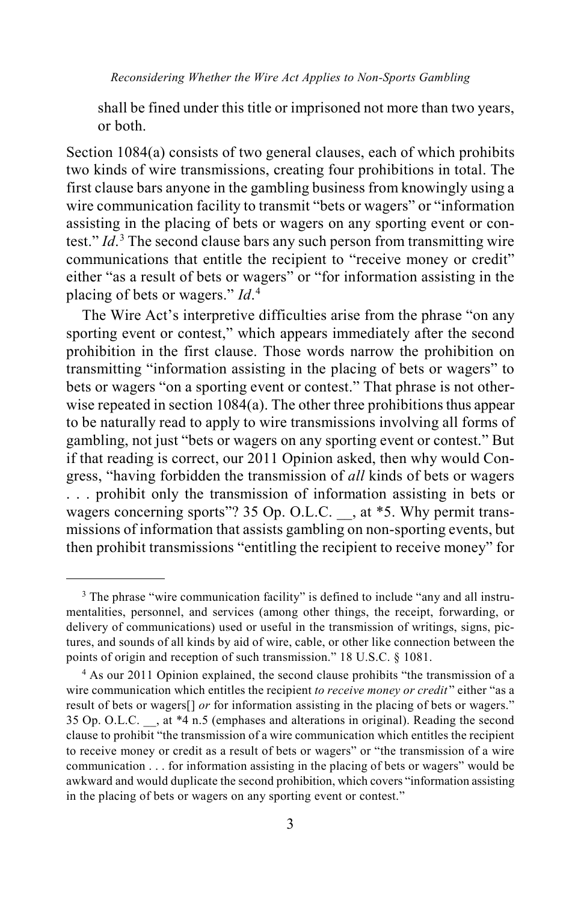shall be fined under this title or imprisoned not more than two years, or both.

Section 1084(a) consists of two general clauses, each of which prohibits two kinds of wire transmissions, creating four prohibitions in total. The first clause bars anyone in the gambling business from knowingly using a wire communication facility to transmit "bets or wagers" or "information assisting in the placing of bets or wagers on any sporting event or contest." *Id*.[3] The second clause bars any such person from transmitting wire communications that entitle the recipient to "receive money or credit" either "as a result of bets or wagers" or "for information assisting in the placing of bets or wagers." *Id*.[4]

The Wire Act's interpretive difficulties arise from the phrase "on any sporting event or contest," which appears immediately after the second prohibition in the first clause. Those words narrow the prohibition on transmitting "information assisting in the placing of bets or wagers" to bets or wagers "on a sporting event or contest." That phrase is not otherwise repeated in section 1084(a). The other three prohibitions thus appear to be naturally read to apply to wire transmissions involving all forms of gambling, not just "bets or wagers on any sporting event or contest." But if that reading is correct, our 2011 Opinion asked, then why would Congress, "having forbidden the transmission of *all* kinds of bets or wagers . . . prohibit only the transmission of information assisting in bets or wagers concerning sports"? 35 Op. O.L.C. __, at *5. Why permit transmissions of information that assists gambling on non-sporting events, but then prohibit transmissions "entitling the recipient to receive money" for

---

[3] The phrase "wire communication facility" is defined to include "any and all instrumentalities, personnel, and services (among other things, the receipt, forwarding, or delivery of communications) used or useful in the transmission of writings, signs, pictures, and sounds of all kinds by aid of wire, cable, or other like connection between the points of origin and reception of such transmission." 18 U.S.C. § 1081.

[4] As our 2011 Opinion explained, the second clause prohibits "the transmission of a wire communication which entitles the recipient *to receive money or credit*" either "as a result of bets or wagers[] *or* for information assisting in the placing of bets or wagers." 35 Op. O.L.C. __, at *4 n.5 (emphases and alterations in original). Reading the second clause to prohibit "the transmission of a wire communication which entitles the recipient to receive money or credit as a result of bets or wagers" or "the transmission of a wire communication . . . for information assisting in the placing of bets or wagers" would be awkward and would duplicate the second prohibition, which covers "information assisting in the placing of bets or wagers on any sporting event or contest."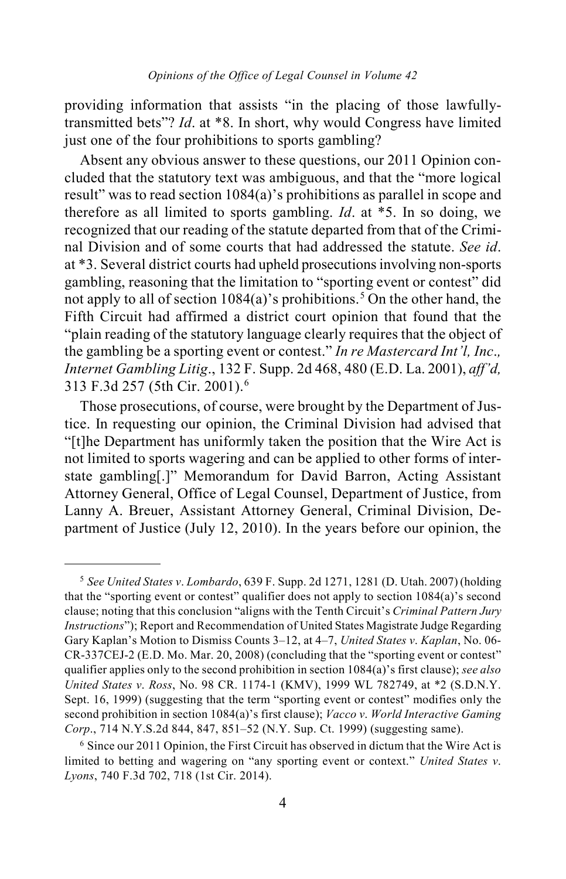providing information that assists "in the placing of those lawfully-transmitted bets"? *Id*. at *8. In short, why would Congress have limited just one of the four prohibitions to sports gambling?

Absent any obvious answer to these questions, our 2011 Opinion concluded that the statutory text was ambiguous, and that the "more logical result" was to read section 1084(a)'s prohibitions as parallel in scope and therefore as all limited to sports gambling. *Id*. at *5. In so doing, we recognized that our reading of the statute departed from that of the Criminal Division and of some courts that had addressed the statute. *See id*. at *3. Several district courts had upheld prosecutions involving non-sports gambling, reasoning that the limitation to "sporting event or contest" did not apply to all of section 1084(a)'s prohibitions.[5] On the other hand, the Fifth Circuit had affirmed a district court opinion that found that the "plain reading of the statutory language clearly requires that the object of the gambling be a sporting event or contest." *In re Mastercard Int'l, Inc., Internet Gambling Litig*., 132 F. Supp. 2d 468, 480 (E.D. La. 2001), *aff'd,* 313 F.3d 257 (5th Cir. 2001).[6]

Those prosecutions, of course, were brought by the Department of Justice. In requesting our opinion, the Criminal Division had advised that "[t]he Department has uniformly taken the position that the Wire Act is not limited to sports wagering and can be applied to other forms of interstate gambling[.]" Memorandum for David Barron, Acting Assistant Attorney General, Office of Legal Counsel, Department of Justice, from Lanny A. Breuer, Assistant Attorney General, Criminal Division, Department of Justice (July 12, 2010). In the years before our opinion, the

---

[5] *See United States v. Lombardo*, 639 F. Supp. 2d 1271, 1281 (D. Utah. 2007) (holding that the "sporting event or contest" qualifier does not apply to section 1084(a)'s second clause; noting that this conclusion "aligns with the Tenth Circuit's *Criminal Pattern Jury Instructions*"); Report and Recommendation of United States Magistrate Judge Regarding Gary Kaplan's Motion to Dismiss Counts 3–12, at 4–7, *United States v. Kaplan*, No. 06-CR-337CEJ-2 (E.D. Mo. Mar. 20, 2008) (concluding that the "sporting event or contest" qualifier applies only to the second prohibition in section 1084(a)'s first clause); *see also United States v. Ross*, No. 98 CR. 1174-1 (KMV), 1999 WL 782749, at *2 (S.D.N.Y. Sept. 16, 1999) (suggesting that the term "sporting event or contest" modifies only the second prohibition in section 1084(a)'s first clause); *Vacco v. World Interactive Gaming Corp*., 714 N.Y.S.2d 844, 847, 851–52 (N.Y. Sup. Ct. 1999) (suggesting same).

[6] Since our 2011 Opinion, the First Circuit has observed in dictum that the Wire Act is limited to betting and wagering on "any sporting event or context." *United States v. Lyons*, 740 F.3d 702, 718 (1st Cir. 2014).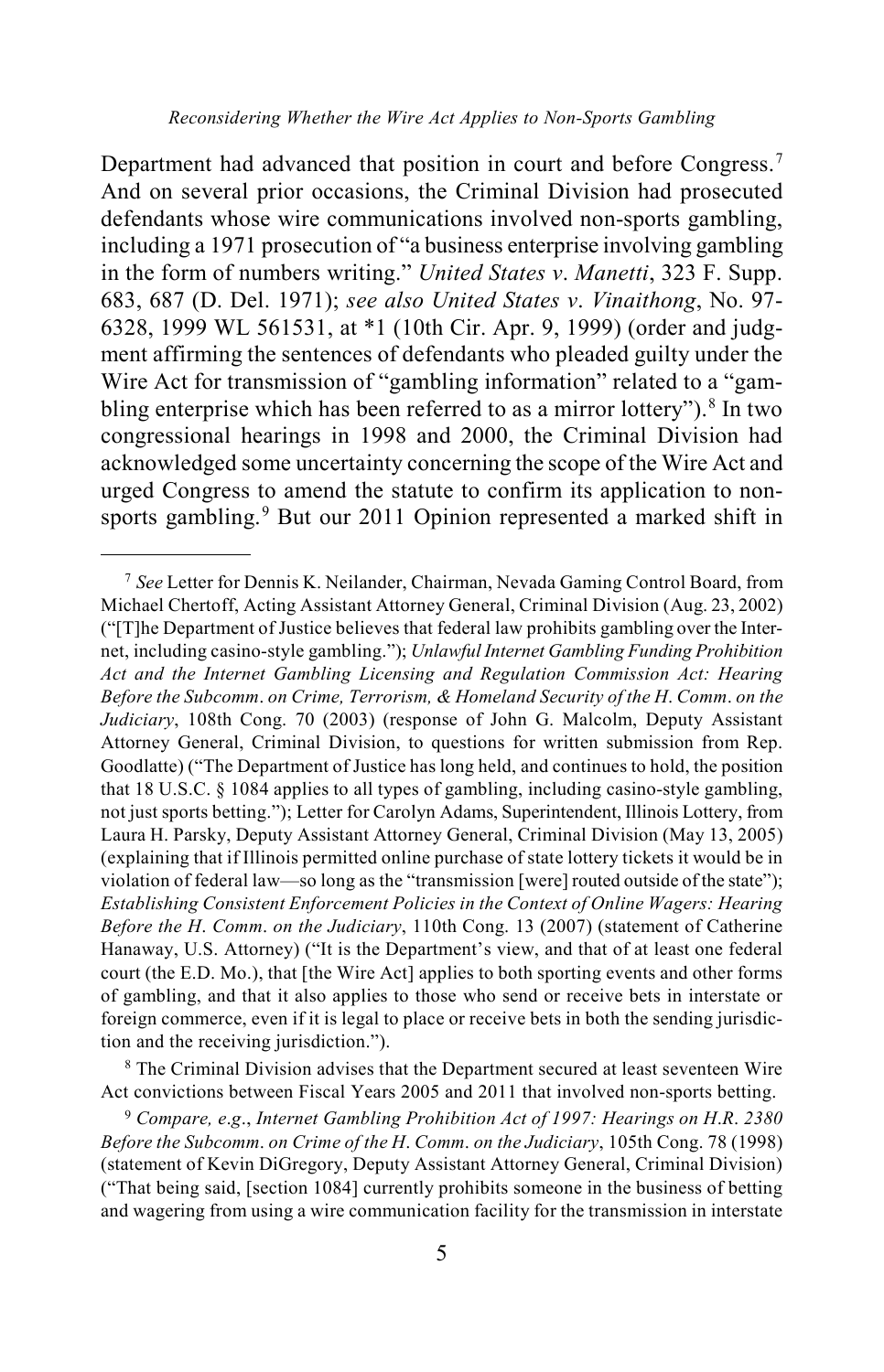Department had advanced that position in court and before Congress.[7] And on several prior occasions, the Criminal Division had prosecuted defendants whose wire communications involved non-sports gambling, including a 1971 prosecution of "a business enterprise involving gambling in the form of numbers writing." *United States v. Manetti*, 323 F. Supp. 683, 687 (D. Del. 1971); *see also United States v. Vinaithong*, No. 97-6328, 1999 WL 561531, at *1 (10th Cir. Apr. 9, 1999) (order and judgment affirming the sentences of defendants who pleaded guilty under the Wire Act for transmission of "gambling information" related to a "gambling enterprise which has been referred to as a mirror lottery").[8] In two congressional hearings in 1998 and 2000, the Criminal Division had acknowledged some uncertainty concerning the scope of the Wire Act and urged Congress to amend the statute to confirm its application to non-sports gambling.[9] But our 2011 Opinion represented a marked shift in

---

[7] *See* Letter for Dennis K. Neilander, Chairman, Nevada Gaming Control Board, from Michael Chertoff, Acting Assistant Attorney General, Criminal Division (Aug. 23, 2002) ("[T]he Department of Justice believes that federal law prohibits gambling over the Internet, including casino-style gambling."); *Unlawful Internet Gambling Funding Prohibition Act and the Internet Gambling Licensing and Regulation Commission Act: Hearing Before the Subcomm. on Crime, Terrorism, & Homeland Security of the H. Comm. on the Judiciary*, 108th Cong. 70 (2003) (response of John G. Malcolm, Deputy Assistant Attorney General, Criminal Division, to questions for written submission from Rep. Goodlatte) ("The Department of Justice has long held, and continues to hold, the position that 18 U.S.C. § 1084 applies to all types of gambling, including casino-style gambling, not just sports betting."); Letter for Carolyn Adams, Superintendent, Illinois Lottery, from Laura H. Parsky, Deputy Assistant Attorney General, Criminal Division (May 13, 2005) (explaining that if Illinois permitted online purchase of state lottery tickets it would be in violation of federal law—so long as the "transmission [were] routed outside of the state"); *Establishing Consistent Enforcement Policies in the Context of Online Wagers: Hearing Before the H. Comm. on the Judiciary*, 110th Cong. 13 (2007) (statement of Catherine Hanaway, U.S. Attorney) ("It is the Department's view, and that of at least one federal court (the E.D. Mo.), that [the Wire Act] applies to both sporting events and other forms of gambling, and that it also applies to those who send or receive bets in interstate or foreign commerce, even if it is legal to place or receive bets in both the sending jurisdiction and the receiving jurisdiction.").

[8] The Criminal Division advises that the Department secured at least seventeen Wire Act convictions between Fiscal Years 2005 and 2011 that involved non-sports betting.

[9] *Compare, e.g.*, *Internet Gambling Prohibition Act of 1997: Hearings on H.R. 2380 Before the Subcomm. on Crime of the H. Comm. on the Judiciary*, 105th Cong. 78 (1998) (statement of Kevin DiGregory, Deputy Assistant Attorney General, Criminal Division) ("That being said, [section 1084] currently prohibits someone in the business of betting and wagering from using a wire communication facility for the transmission in interstate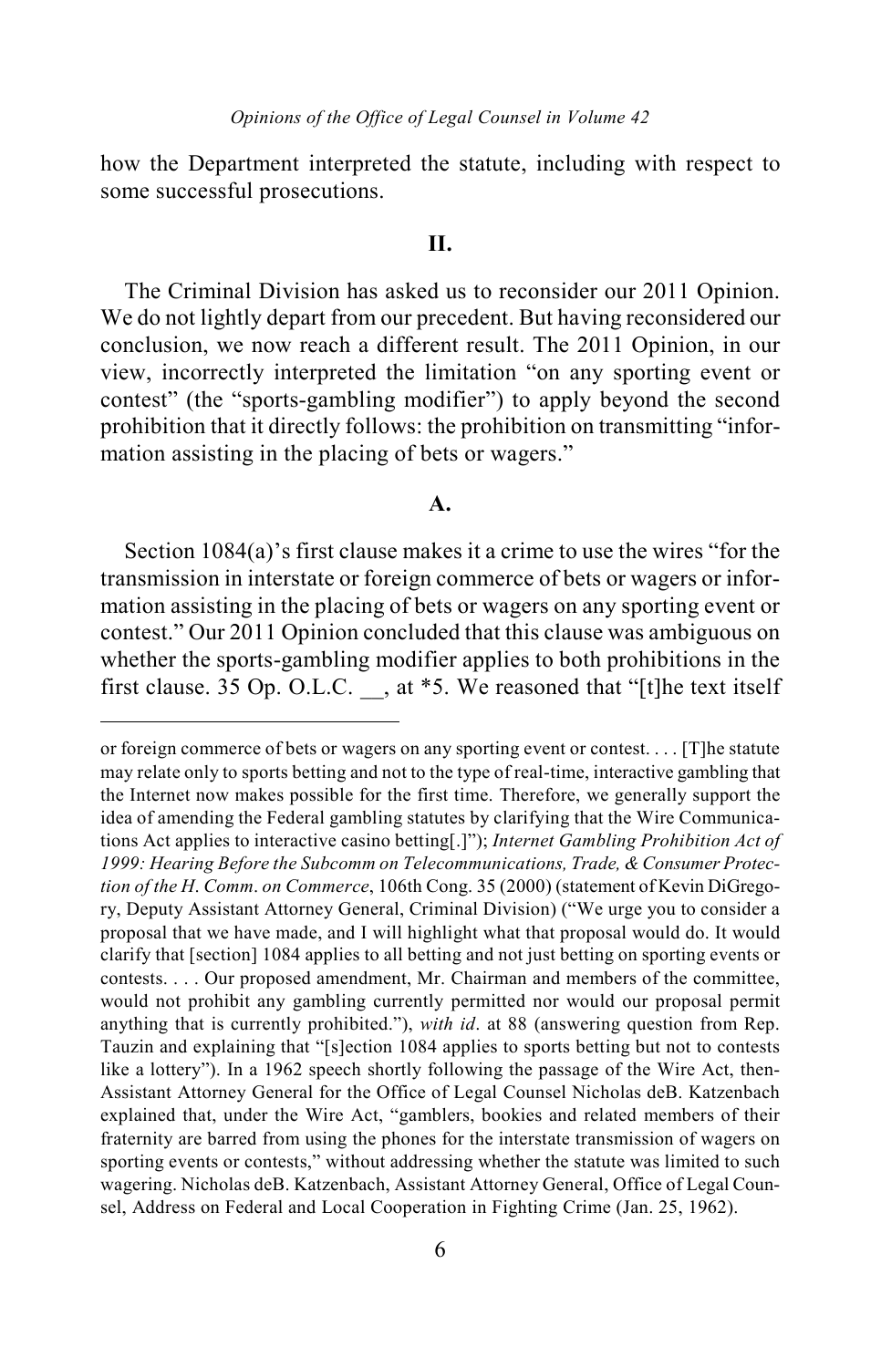how the Department interpreted the statute, including with respect to some successful prosecutions.

## II.

The Criminal Division has asked us to reconsider our 2011 Opinion. We do not lightly depart from our precedent. But having reconsidered our conclusion, we now reach a different result. The 2011 Opinion, in our view, incorrectly interpreted the limitation "on any sporting event or contest" (the "sports-gambling modifier") to apply beyond the second prohibition that it directly follows: the prohibition on transmitting "information assisting in the placing of bets or wagers."

### A.

Section 1084(a)'s first clause makes it a crime to use the wires "for the transmission in interstate or foreign commerce of bets or wagers or information assisting in the placing of bets or wagers on any sporting event or contest." Our 2011 Opinion concluded that this clause was ambiguous on whether the sports-gambling modifier applies to both prohibitions in the first clause. 35 Op. O.L.C. __, at *5. We reasoned that "[t]he text itself

---

or foreign commerce of bets or wagers on any sporting event or contest. . . . [T]he statute may relate only to sports betting and not to the type of real-time, interactive gambling that the Internet now makes possible for the first time. Therefore, we generally support the idea of amending the Federal gambling statutes by clarifying that the Wire Communications Act applies to interactive casino betting[.]"); *Internet Gambling Prohibition Act of 1999: Hearing Before the Subcomm on Telecommunications, Trade, & Consumer Protection of the H. Comm. on Commerce*, 106th Cong. 35 (2000) (statement of Kevin DiGregory, Deputy Assistant Attorney General, Criminal Division) ("We urge you to consider a proposal that we have made, and I will highlight what that proposal would do. It would clarify that [section] 1084 applies to all betting and not just betting on sporting events or contests. . . . Our proposed amendment, Mr. Chairman and members of the committee, would not prohibit any gambling currently permitted nor would our proposal permit anything that is currently prohibited."), *with id*. at 88 (answering question from Rep. Tauzin and explaining that "[s]ection 1084 applies to sports betting but not to contests like a lottery"). In a 1962 speech shortly following the passage of the Wire Act, then-Assistant Attorney General for the Office of Legal Counsel Nicholas deB. Katzenbach explained that, under the Wire Act, "gamblers, bookies and related members of their fraternity are barred from using the phones for the interstate transmission of wagers on sporting events or contests," without addressing whether the statute was limited to such wagering. Nicholas deB. Katzenbach, Assistant Attorney General, Office of Legal Counsel, Address on Federal and Local Cooperation in Fighting Crime (Jan. 25, 1962).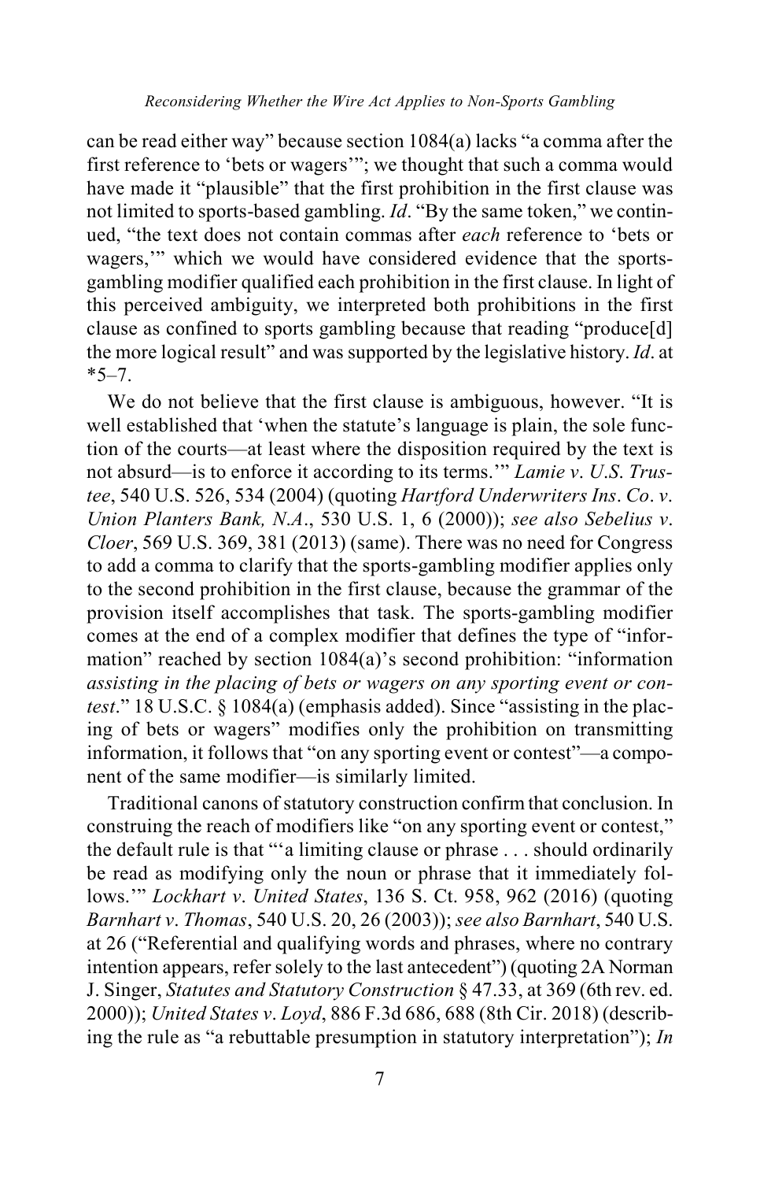can be read either way" because section 1084(a) lacks "a comma after the first reference to 'bets or wagers'"; we thought that such a comma would have made it "plausible" that the first prohibition in the first clause was not limited to sports-based gambling. *Id*. "By the same token," we continued, "the text does not contain commas after *each* reference to 'bets or wagers,'" which we would have considered evidence that the sports-gambling modifier qualified each prohibition in the first clause. In light of this perceived ambiguity, we interpreted both prohibitions in the first clause as confined to sports gambling because that reading "produce[d] the more logical result" and was supported by the legislative history. *Id*. at *5–7.

We do not believe that the first clause is ambiguous, however. "It is well established that 'when the statute's language is plain, the sole function of the courts—at least where the disposition required by the text is not absurd—is to enforce it according to its terms.'" *Lamie v. U.S. Trustee*, 540 U.S. 526, 534 (2004) (quoting *Hartford Underwriters Ins. Co. v. Union Planters Bank, N.A.*, 530 U.S. 1, 6 (2000)); *see also Sebelius v. Cloer*, 569 U.S. 369, 381 (2013) (same). There was no need for Congress to add a comma to clarify that the sports-gambling modifier applies only to the second prohibition in the first clause, because the grammar of the provision itself accomplishes that task. The sports-gambling modifier comes at the end of a complex modifier that defines the type of "information" reached by section 1084(a)'s second prohibition: "information *assisting in the placing of bets or wagers on any sporting event or contest*." 18 U.S.C. § 1084(a) (emphasis added). Since "assisting in the placing of bets or wagers" modifies only the prohibition on transmitting information, it follows that "on any sporting event or contest"—a component of the same modifier—is similarly limited.

Traditional canons of statutory construction confirm that conclusion. In construing the reach of modifiers like "on any sporting event or contest," the default rule is that "'a limiting clause or phrase . . . should ordinarily be read as modifying only the noun or phrase that it immediately follows.'" *Lockhart v. United States*, 136 S. Ct. 958, 962 (2016) (quoting *Barnhart v. Thomas*, 540 U.S. 20, 26 (2003)); *see also Barnhart*, 540 U.S. at 26 ("Referential and qualifying words and phrases, where no contrary intention appears, refer solely to the last antecedent") (quoting 2A Norman J. Singer, *Statutes and Statutory Construction* § 47.33, at 369 (6th rev. ed. 2000)); *United States v. Loyd*, 886 F.3d 686, 688 (8th Cir. 2018) (describing the rule as "a rebuttable presumption in statutory interpretation"); *In*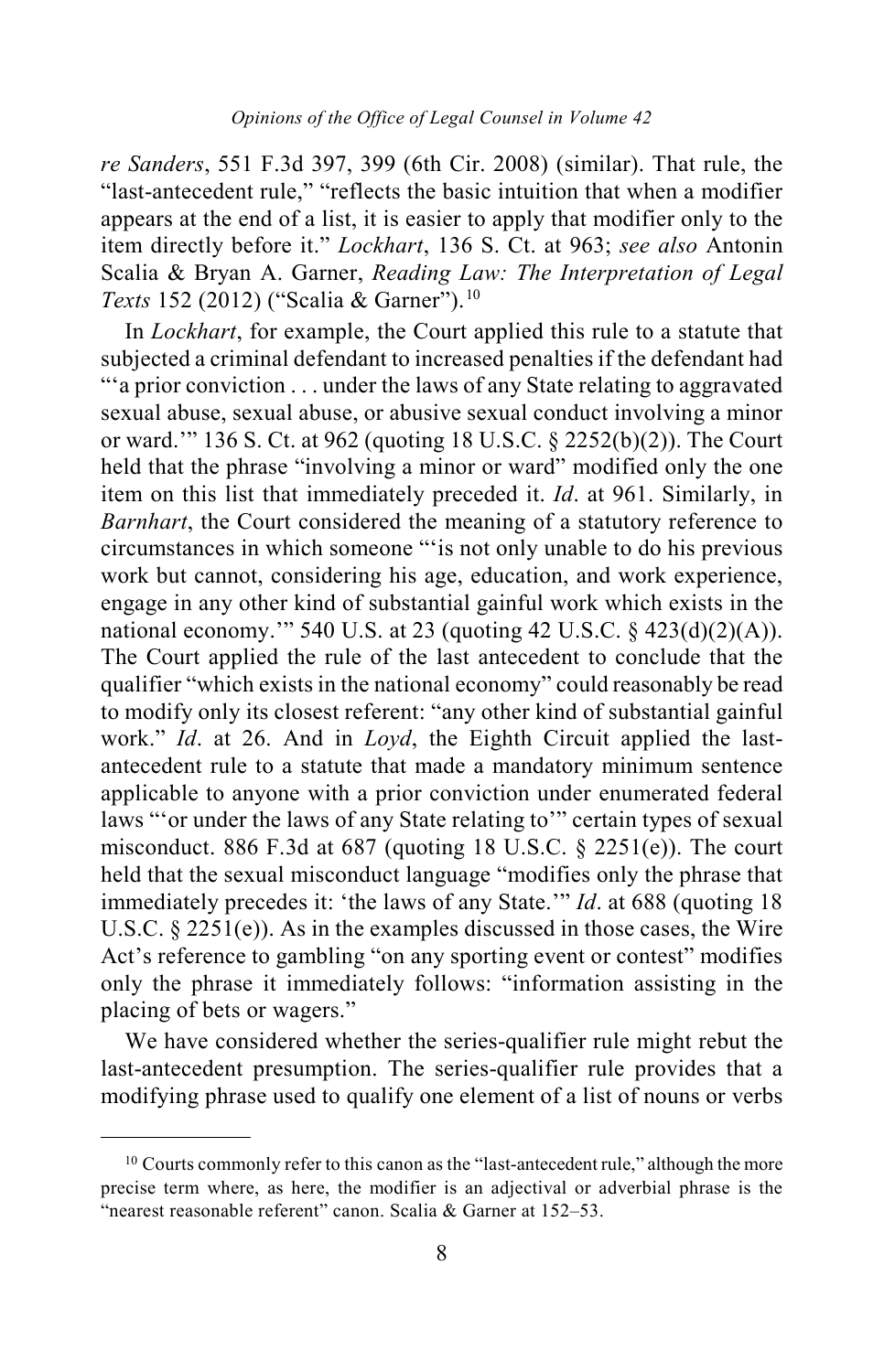*re Sanders*, 551 F.3d 397, 399 (6th Cir. 2008) (similar). That rule, the "last-antecedent rule," "reflects the basic intuition that when a modifier appears at the end of a list, it is easier to apply that modifier only to the item directly before it." *Lockhart*, 136 S. Ct. at 963; *see also* Antonin Scalia & Bryan A. Garner, *Reading Law: The Interpretation of Legal Texts* 152 (2012) ("Scalia & Garner").[10]

In *Lockhart*, for example, the Court applied this rule to a statute that subjected a criminal defendant to increased penalties if the defendant had "'a prior conviction . . . under the laws of any State relating to aggravated sexual abuse, sexual abuse, or abusive sexual conduct involving a minor or ward.'" 136 S. Ct. at 962 (quoting 18 U.S.C. § 2252(b)(2)). The Court held that the phrase "involving a minor or ward" modified only the one item on this list that immediately preceded it. *Id*. at 961. Similarly, in *Barnhart*, the Court considered the meaning of a statutory reference to circumstances in which someone "'is not only unable to do his previous work but cannot, considering his age, education, and work experience, engage in any other kind of substantial gainful work which exists in the national economy.'" 540 U.S. at 23 (quoting 42 U.S.C. § 423(d)(2)(A)). The Court applied the rule of the last antecedent to conclude that the qualifier "which exists in the national economy" could reasonably be read to modify only its closest referent: "any other kind of substantial gainful work." *Id*. at 26. And in *Loyd*, the Eighth Circuit applied the last-antecedent rule to a statute that made a mandatory minimum sentence applicable to anyone with a prior conviction under enumerated federal laws "'or under the laws of any State relating to'" certain types of sexual misconduct. 886 F.3d at 687 (quoting 18 U.S.C. § 2251(e)). The court held that the sexual misconduct language "modifies only the phrase that immediately precedes it: 'the laws of any State.'" *Id*. at 688 (quoting 18 U.S.C. § 2251(e)). As in the examples discussed in those cases, the Wire Act's reference to gambling "on any sporting event or contest" modifies only the phrase it immediately follows: "information assisting in the placing of bets or wagers."

We have considered whether the series-qualifier rule might rebut the last-antecedent presumption. The series-qualifier rule provides that a modifying phrase used to qualify one element of a list of nouns or verbs

---

[10] Courts commonly refer to this canon as the "last-antecedent rule," although the more precise term where, as here, the modifier is an adjectival or adverbial phrase is the "nearest reasonable referent" canon. Scalia & Garner at 152–53.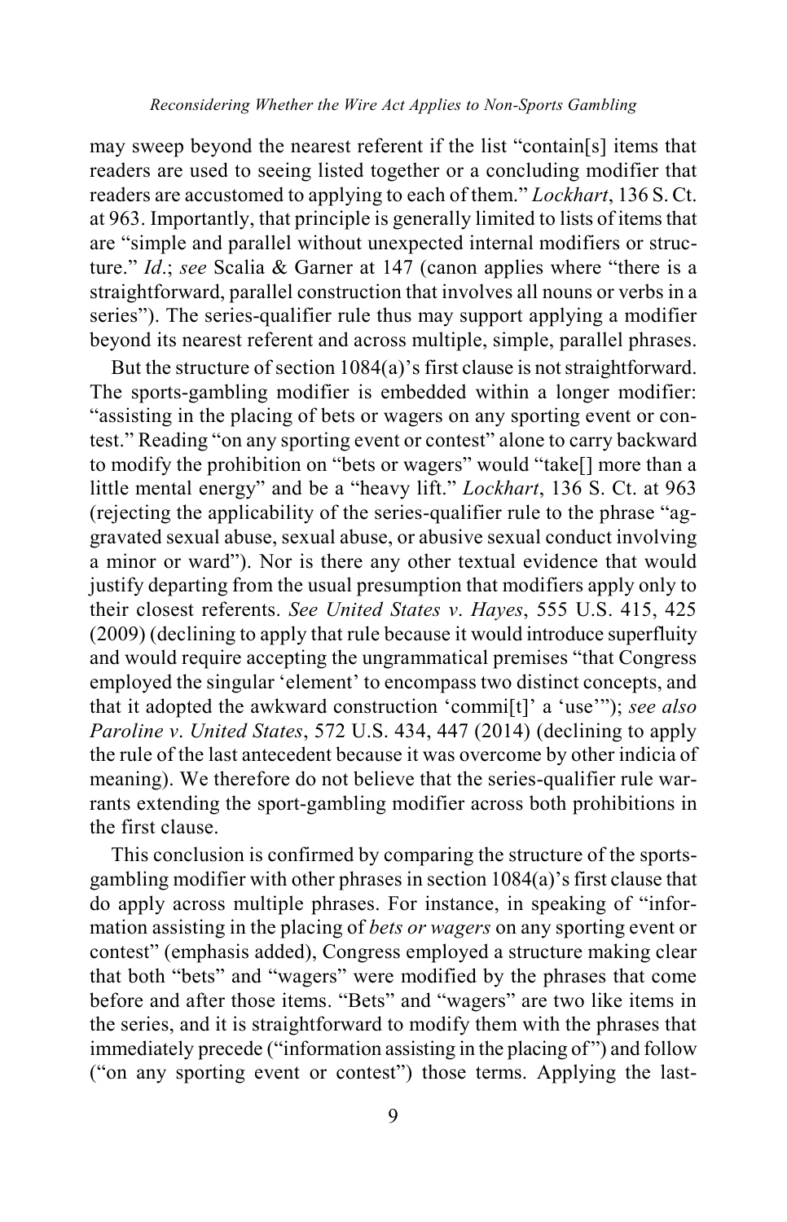may sweep beyond the nearest referent if the list "contain[s] items that readers are used to seeing listed together or a concluding modifier that readers are accustomed to applying to each of them." *Lockhart*, 136 S. Ct. at 963. Importantly, that principle is generally limited to lists of items that are "simple and parallel without unexpected internal modifiers or structure." *Id*.; *see* Scalia & Garner at 147 (canon applies where "there is a straightforward, parallel construction that involves all nouns or verbs in a series"). The series-qualifier rule thus may support applying a modifier beyond its nearest referent and across multiple, simple, parallel phrases.

But the structure of section 1084(a)'s first clause is not straightforward. The sports-gambling modifier is embedded within a longer modifier: "assisting in the placing of bets or wagers on any sporting event or contest." Reading "on any sporting event or contest" alone to carry backward to modify the prohibition on "bets or wagers" would "take[] more than a little mental energy" and be a "heavy lift." *Lockhart*, 136 S. Ct. at 963 (rejecting the applicability of the series-qualifier rule to the phrase "aggravated sexual abuse, sexual abuse, or abusive sexual conduct involving a minor or ward"). Nor is there any other textual evidence that would justify departing from the usual presumption that modifiers apply only to their closest referents. *See United States v. Hayes*, 555 U.S. 415, 425 (2009) (declining to apply that rule because it would introduce superfluity and would require accepting the ungrammatical premises "that Congress employed the singular 'element' to encompass two distinct concepts, and that it adopted the awkward construction 'commi[t]' a 'use'"); *see also Paroline v. United States*, 572 U.S. 434, 447 (2014) (declining to apply the rule of the last antecedent because it was overcome by other indicia of meaning). We therefore do not believe that the series-qualifier rule warrants extending the sport-gambling modifier across both prohibitions in the first clause.

This conclusion is confirmed by comparing the structure of the sports-gambling modifier with other phrases in section 1084(a)'s first clause that do apply across multiple phrases. For instance, in speaking of "information assisting in the placing of *bets or wagers* on any sporting event or contest" (emphasis added), Congress employed a structure making clear that both "bets" and "wagers" were modified by the phrases that come before and after those items. "Bets" and "wagers" are two like items in the series, and it is straightforward to modify them with the phrases that immediately precede ("information assisting in the placing of") and follow ("on any sporting event or contest") those terms. Applying the last-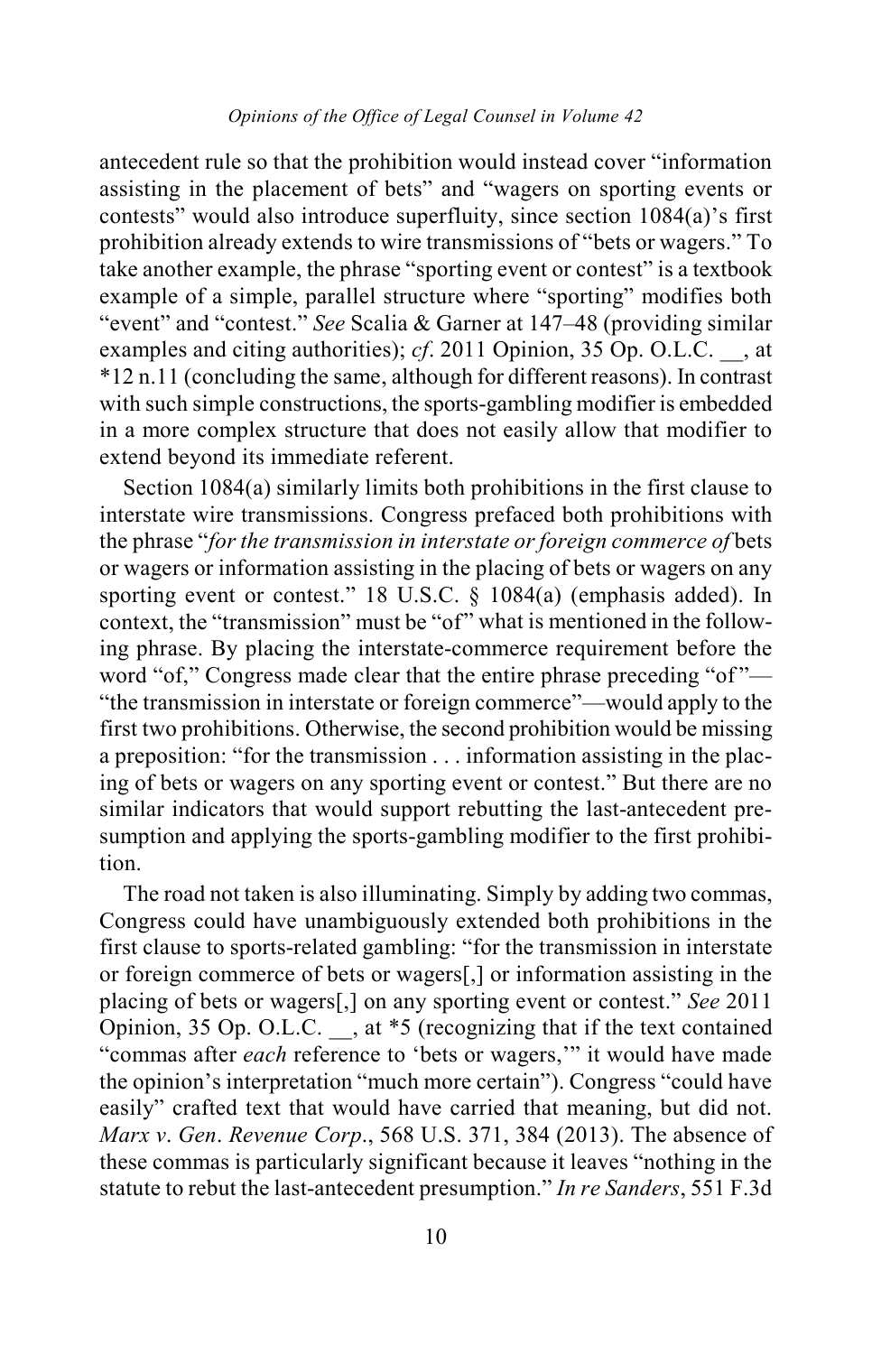antecedent rule so that the prohibition would instead cover "information assisting in the placement of bets" and "wagers on sporting events or contests" would also introduce superfluity, since section 1084(a)'s first prohibition already extends to wire transmissions of "bets or wagers." To take another example, the phrase "sporting event or contest" is a textbook example of a simple, parallel structure where "sporting" modifies both "event" and "contest." *See* Scalia & Garner at 147–48 (providing similar examples and citing authorities); *cf*. 2011 Opinion, 35 Op. O.L.C. __, at *12 n.11 (concluding the same, although for different reasons). In contrast with such simple constructions, the sports-gambling modifier is embedded in a more complex structure that does not easily allow that modifier to extend beyond its immediate referent.

Section 1084(a) similarly limits both prohibitions in the first clause to interstate wire transmissions. Congress prefaced both prohibitions with the phrase "*for the transmission in interstate or foreign commerce of* bets or wagers or information assisting in the placing of bets or wagers on any sporting event or contest." 18 U.S.C. § 1084(a) (emphasis added). In context, the "transmission" must be "of" what is mentioned in the following phrase. By placing the interstate-commerce requirement before the word "of," Congress made clear that the entire phrase preceding "of"—"the transmission in interstate or foreign commerce"—would apply to the first two prohibitions. Otherwise, the second prohibition would be missing a preposition: "for the transmission . . . information assisting in the placing of bets or wagers on any sporting event or contest." But there are no similar indicators that would support rebutting the last-antecedent presumption and applying the sports-gambling modifier to the first prohibition.

The road not taken is also illuminating. Simply by adding two commas, Congress could have unambiguously extended both prohibitions in the first clause to sports-related gambling: "for the transmission in interstate or foreign commerce of bets or wagers[,] or information assisting in the placing of bets or wagers[,] on any sporting event or contest." *See* 2011 Opinion, 35 Op. O.L.C. __, at *5 (recognizing that if the text contained "commas after *each* reference to 'bets or wagers,'" it would have made the opinion's interpretation "much more certain"). Congress "could have easily" crafted text that would have carried that meaning, but did not. *Marx v. Gen. Revenue Corp.*, 568 U.S. 371, 384 (2013). The absence of these commas is particularly significant because it leaves "nothing in the statute to rebut the last-antecedent presumption." *In re Sanders*, 551 F.3d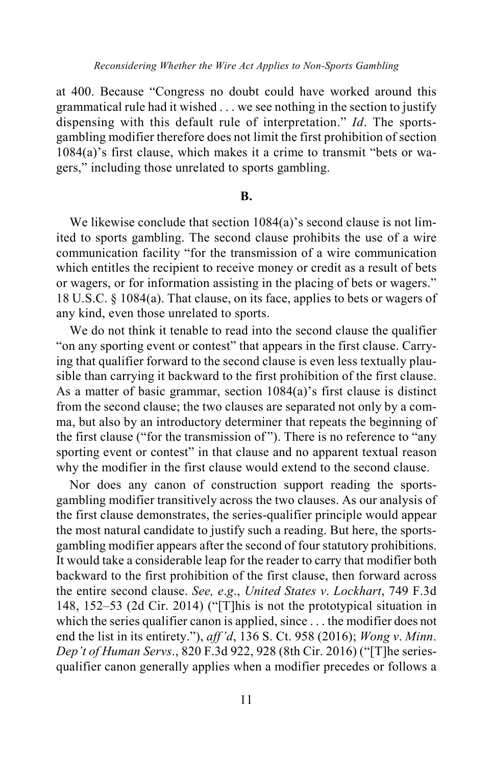at 400. Because "Congress no doubt could have worked around this grammatical rule had it wished . . . we see nothing in the section to justify dispensing with this default rule of interpretation." *Id*. The sports-gambling modifier therefore does not limit the first prohibition of section 1084(a)'s first clause, which makes it a crime to transmit "bets or wagers," including those unrelated to sports gambling.

### B.

We likewise conclude that section 1084(a)'s second clause is not limited to sports gambling. The second clause prohibits the use of a wire communication facility "for the transmission of a wire communication which entitles the recipient to receive money or credit as a result of bets or wagers, or for information assisting in the placing of bets or wagers." 18 U.S.C. § 1084(a). That clause, on its face, applies to bets or wagers of any kind, even those unrelated to sports.

We do not think it tenable to read into the second clause the qualifier "on any sporting event or contest" that appears in the first clause. Carrying that qualifier forward to the second clause is even less textually plausible than carrying it backward to the first prohibition of the first clause. As a matter of basic grammar, section 1084(a)'s first clause is distinct from the second clause; the two clauses are separated not only by a comma, but also by an introductory determiner that repeats the beginning of the first clause ("for the transmission of"). There is no reference to "any sporting event or contest" in that clause and no apparent textual reason why the modifier in the first clause would extend to the second clause.

Nor does any canon of construction support reading the sports-gambling modifier transitively across the two clauses. As our analysis of the first clause demonstrates, the series-qualifier principle would appear the most natural candidate to justify such a reading. But here, the sports-gambling modifier appears after the second of four statutory prohibitions. It would take a considerable leap for the reader to carry that modifier both backward to the first prohibition of the first clause, then forward across the entire second clause. *See, e.g.*, *United States v. Lockhart*, 749 F.3d 148, 152–53 (2d Cir. 2014) ("[T]his is not the prototypical situation in which the series qualifier canon is applied, since . . . the modifier does not end the list in its entirety."), *aff'd*, 136 S. Ct. 958 (2016); *Wong v. Minn. Dep't of Human Servs.*, 820 F.3d 922, 928 (8th Cir. 2016) ("[T]he series-qualifier canon generally applies when a modifier precedes or follows a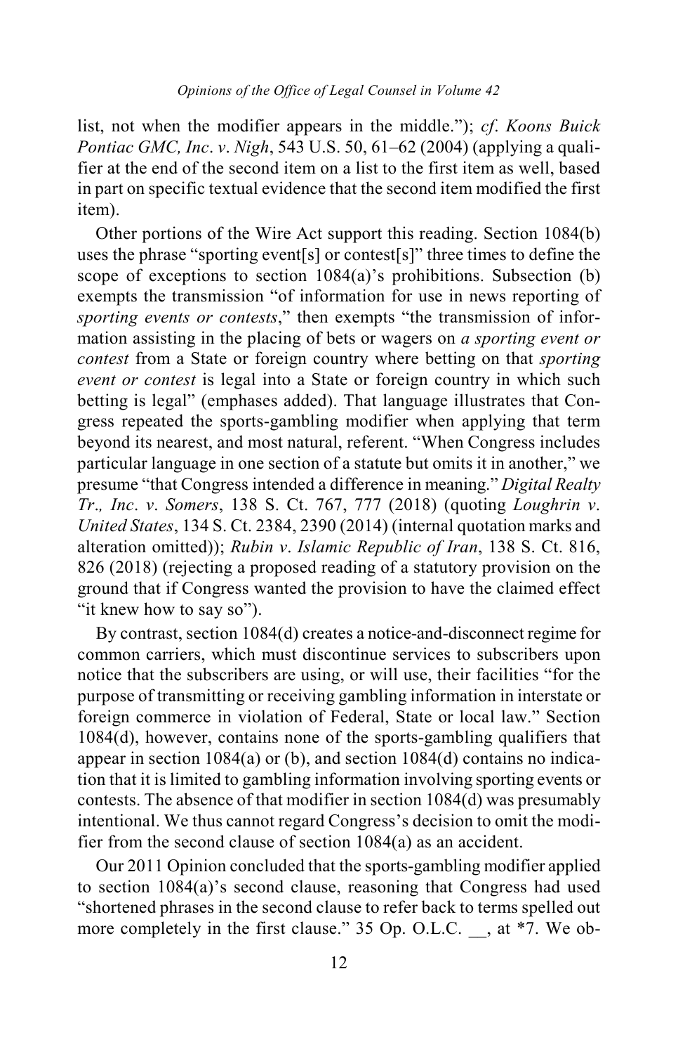list, not when the modifier appears in the middle."); *cf*. *Koons Buick Pontiac GMC, Inc*. *v*. *Nigh*, 543 U.S. 50, 61–62 (2004) (applying a qualifier at the end of the second item on a list to the first item as well, based in part on specific textual evidence that the second item modified the first item).

Other portions of the Wire Act support this reading. Section 1084(b) uses the phrase "sporting event[s] or contest[s]" three times to define the scope of exceptions to section 1084(a)'s prohibitions. Subsection (b) exempts the transmission "of information for use in news reporting of *sporting events or contests*," then exempts "the transmission of information assisting in the placing of bets or wagers on *a sporting event or contest* from a State or foreign country where betting on that *sporting event or contest* is legal into a State or foreign country in which such betting is legal" (emphases added). That language illustrates that Congress repeated the sports-gambling modifier when applying that term beyond its nearest, and most natural, referent. "When Congress includes particular language in one section of a statute but omits it in another," we presume "that Congress intended a difference in meaning." *Digital Realty Tr*.*, Inc*. *v*. *Somers*, 138 S. Ct. 767, 777 (2018) (quoting *Loughrin v*. *United States*, 134 S. Ct. 2384, 2390 (2014) (internal quotation marks and alteration omitted)); *Rubin v*. *Islamic Republic of Iran*, 138 S. Ct. 816, 826 (2018) (rejecting a proposed reading of a statutory provision on the ground that if Congress wanted the provision to have the claimed effect "it knew how to say so").

By contrast, section 1084(d) creates a notice-and-disconnect regime for common carriers, which must discontinue services to subscribers upon notice that the subscribers are using, or will use, their facilities "for the purpose of transmitting or receiving gambling information in interstate or foreign commerce in violation of Federal, State or local law." Section 1084(d), however, contains none of the sports-gambling qualifiers that appear in section 1084(a) or (b), and section 1084(d) contains no indication that it is limited to gambling information involving sporting events or contests. The absence of that modifier in section 1084(d) was presumably intentional. We thus cannot regard Congress's decision to omit the modifier from the second clause of section 1084(a) as an accident.

Our 2011 Opinion concluded that the sports-gambling modifier applied to section 1084(a)'s second clause, reasoning that Congress had used "shortened phrases in the second clause to refer back to terms spelled out more completely in the first clause." 35 Op. O.L.C. __, at *7. We ob-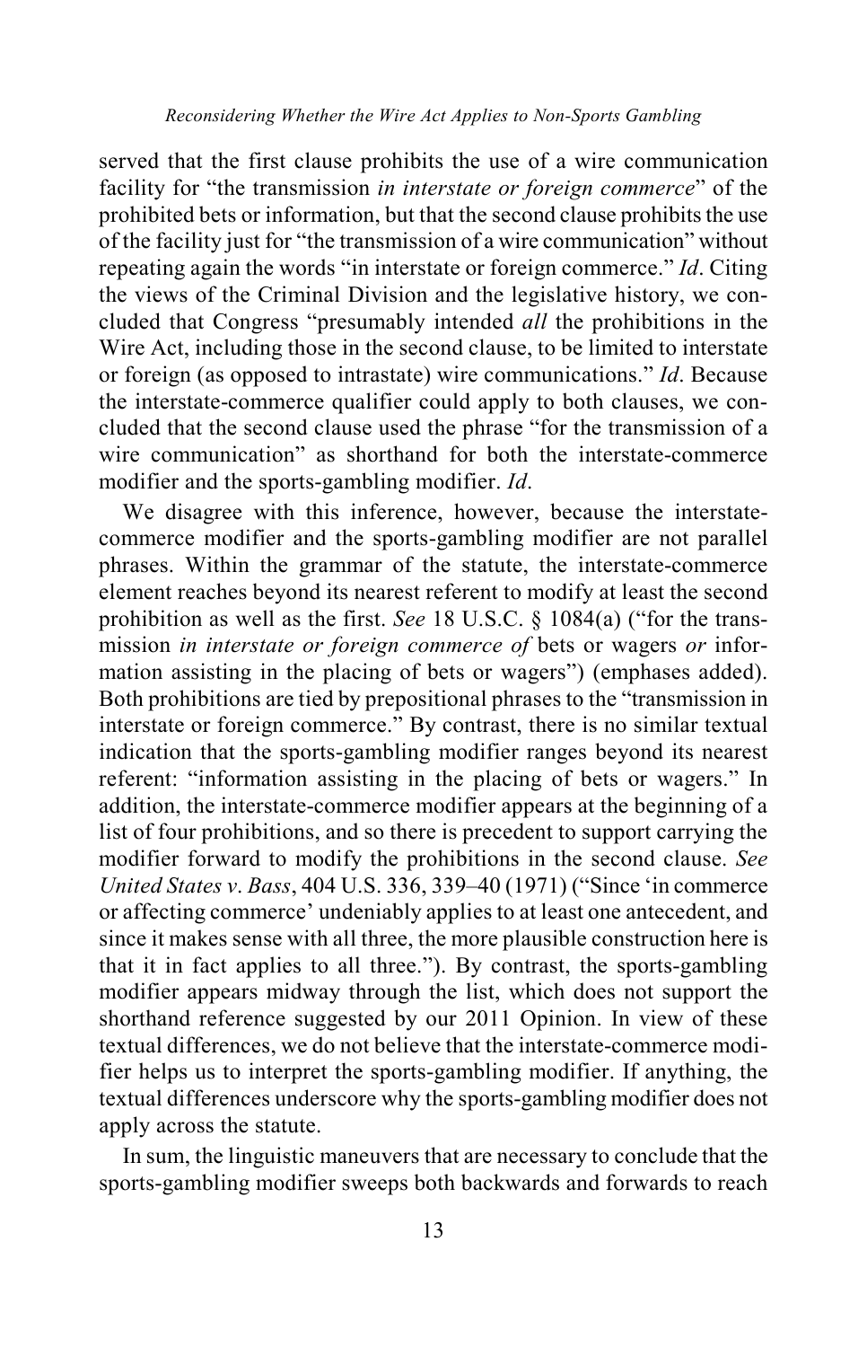served that the first clause prohibits the use of a wire communication facility for "the transmission *in interstate or foreign commerce*" of the prohibited bets or information, but that the second clause prohibits the use of the facility just for "the transmission of a wire communication" without repeating again the words "in interstate or foreign commerce." *Id*. Citing the views of the Criminal Division and the legislative history, we concluded that Congress "presumably intended *all* the prohibitions in the Wire Act, including those in the second clause, to be limited to interstate or foreign (as opposed to intrastate) wire communications." *Id*. Because the interstate-commerce qualifier could apply to both clauses, we concluded that the second clause used the phrase "for the transmission of a wire communication" as shorthand for both the interstate-commerce modifier and the sports-gambling modifier. *Id*.

We disagree with this inference, however, because the interstate-commerce modifier and the sports-gambling modifier are not parallel phrases. Within the grammar of the statute, the interstate-commerce element reaches beyond its nearest referent to modify at least the second prohibition as well as the first. *See* 18 U.S.C. § 1084(a) ("for the transmission *in interstate or foreign commerce of* bets or wagers *or* information assisting in the placing of bets or wagers") (emphases added). Both prohibitions are tied by prepositional phrases to the "transmission in interstate or foreign commerce." By contrast, there is no similar textual indication that the sports-gambling modifier ranges beyond its nearest referent: "information assisting in the placing of bets or wagers." In addition, the interstate-commerce modifier appears at the beginning of a list of four prohibitions, and so there is precedent to support carrying the modifier forward to modify the prohibitions in the second clause. *See United States v. Bass*, 404 U.S. 336, 339–40 (1971) ("Since 'in commerce or affecting commerce' undeniably applies to at least one antecedent, and since it makes sense with all three, the more plausible construction here is that it in fact applies to all three."). By contrast, the sports-gambling modifier appears midway through the list, which does not support the shorthand reference suggested by our 2011 Opinion. In view of these textual differences, we do not believe that the interstate-commerce modifier helps us to interpret the sports-gambling modifier. If anything, the textual differences underscore why the sports-gambling modifier does not apply across the statute.

In sum, the linguistic maneuvers that are necessary to conclude that the sports-gambling modifier sweeps both backwards and forwards to reach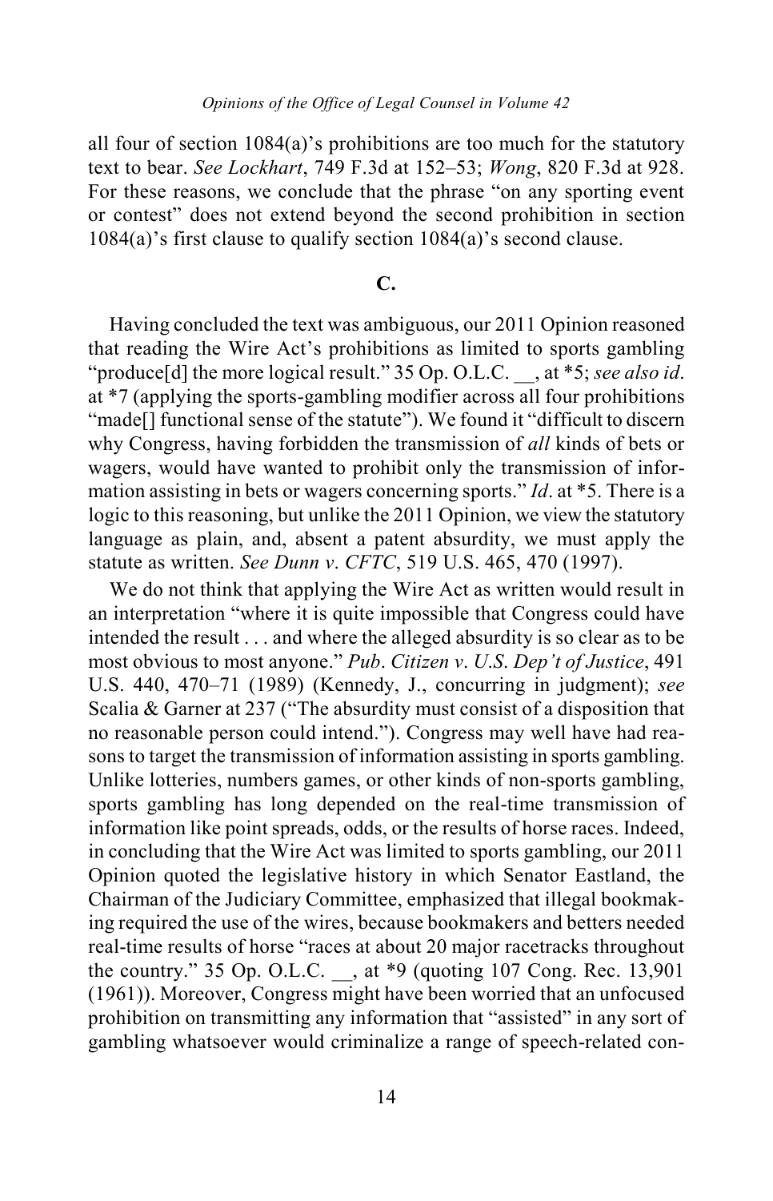all four of section 1084(a)'s prohibitions are too much for the statutory text to bear. *See Lockhart*, 749 F.3d at 152–53; *Wong*, 820 F.3d at 928. For these reasons, we conclude that the phrase "on any sporting event or contest" does not extend beyond the second prohibition in section 1084(a)'s first clause to qualify section 1084(a)'s second clause.

### C.

Having concluded the text was ambiguous, our 2011 Opinion reasoned that reading the Wire Act's prohibitions as limited to sports gambling "produce[d] the more logical result." 35 Op. O.L.C. __, at *5; *see also id*. at *7 (applying the sports-gambling modifier across all four prohibitions "made[] functional sense of the statute"). We found it "difficult to discern why Congress, having forbidden the transmission of *all* kinds of bets or wagers, would have wanted to prohibit only the transmission of information assisting in bets or wagers concerning sports." *Id*. at *5. There is a logic to this reasoning, but unlike the 2011 Opinion, we view the statutory language as plain, and, absent a patent absurdity, we must apply the statute as written. *See Dunn v. CFTC*, 519 U.S. 465, 470 (1997).

We do not think that applying the Wire Act as written would result in an interpretation "where it is quite impossible that Congress could have intended the result . . . and where the alleged absurdity is so clear as to be most obvious to most anyone." *Pub. Citizen v. U.S. Dep't of Justice*, 491 U.S. 440, 470–71 (1989) (Kennedy, J., concurring in judgment); *see* Scalia & Garner at 237 ("The absurdity must consist of a disposition that no reasonable person could intend."). Congress may well have had reasons to target the transmission of information assisting in sports gambling. Unlike lotteries, numbers games, or other kinds of non-sports gambling, sports gambling has long depended on the real-time transmission of information like point spreads, odds, or the results of horse races. Indeed, in concluding that the Wire Act was limited to sports gambling, our 2011 Opinion quoted the legislative history in which Senator Eastland, the Chairman of the Judiciary Committee, emphasized that illegal bookmaking required the use of the wires, because bookmakers and betters needed real-time results of horse "races at about 20 major racetracks throughout the country." 35 Op. O.L.C. __, at *9 (quoting 107 Cong. Rec. 13,901 (1961)). Moreover, Congress might have been worried that an unfocused prohibition on transmitting any information that "assisted" in any sort of gambling whatsoever would criminalize a range of speech-related con-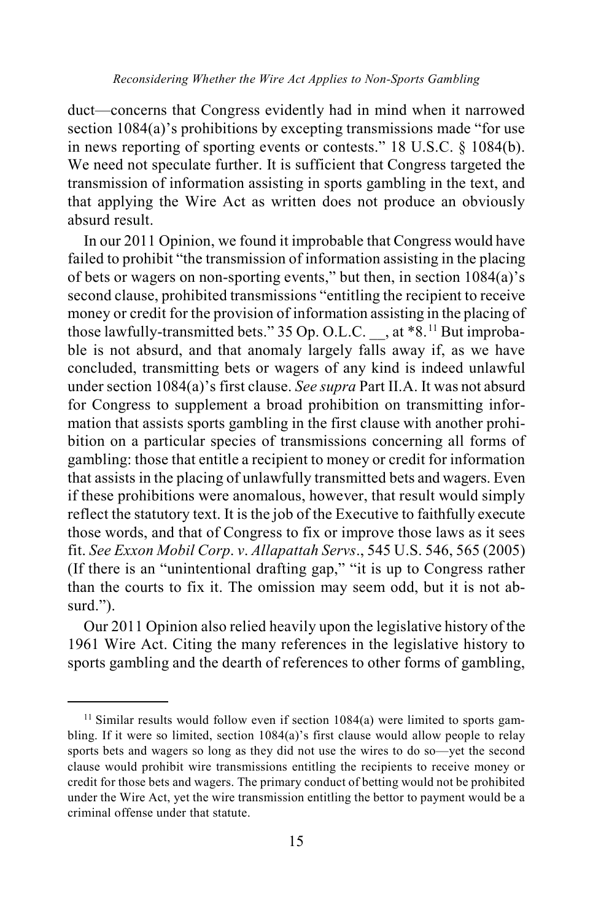duct—concerns that Congress evidently had in mind when it narrowed section 1084(a)'s prohibitions by excepting transmissions made "for use in news reporting of sporting events or contests." 18 U.S.C. § 1084(b). We need not speculate further. It is sufficient that Congress targeted the transmission of information assisting in sports gambling in the text, and that applying the Wire Act as written does not produce an obviously absurd result.

In our 2011 Opinion, we found it improbable that Congress would have failed to prohibit "the transmission of information assisting in the placing of bets or wagers on non-sporting events," but then, in section 1084(a)'s second clause, prohibited transmissions "entitling the recipient to receive money or credit for the provision of information assisting in the placing of those lawfully-transmitted bets." 35 Op. O.L.C. __, at *8.[11] But improbable is not absurd, and that anomaly largely falls away if, as we have concluded, transmitting bets or wagers of any kind is indeed unlawful under section 1084(a)'s first clause. *See supra* Part II.A. It was not absurd for Congress to supplement a broad prohibition on transmitting information that assists sports gambling in the first clause with another prohibition on a particular species of transmissions concerning all forms of gambling: those that entitle a recipient to money or credit for information that assists in the placing of unlawfully transmitted bets and wagers. Even if these prohibitions were anomalous, however, that result would simply reflect the statutory text. It is the job of the Executive to faithfully execute those words, and that of Congress to fix or improve those laws as it sees fit. *See Exxon Mobil Corp. v. Allapattah Servs.*, 545 U.S. 546, 565 (2005) (If there is an "unintentional drafting gap," "it is up to Congress rather than the courts to fix it. The omission may seem odd, but it is not absurd.").

Our 2011 Opinion also relied heavily upon the legislative history of the 1961 Wire Act. Citing the many references in the legislative history to sports gambling and the dearth of references to other forms of gambling,

[11] Similar results would follow even if section 1084(a) were limited to sports gambling. If it were so limited, section 1084(a)'s first clause would allow people to relay sports bets and wagers so long as they did not use the wires to do so—yet the second clause would prohibit wire transmissions entitling the recipients to receive money or credit for those bets and wagers. The primary conduct of betting would not be prohibited under the Wire Act, yet the wire transmission entitling the bettor to payment would be a criminal offense under that statute.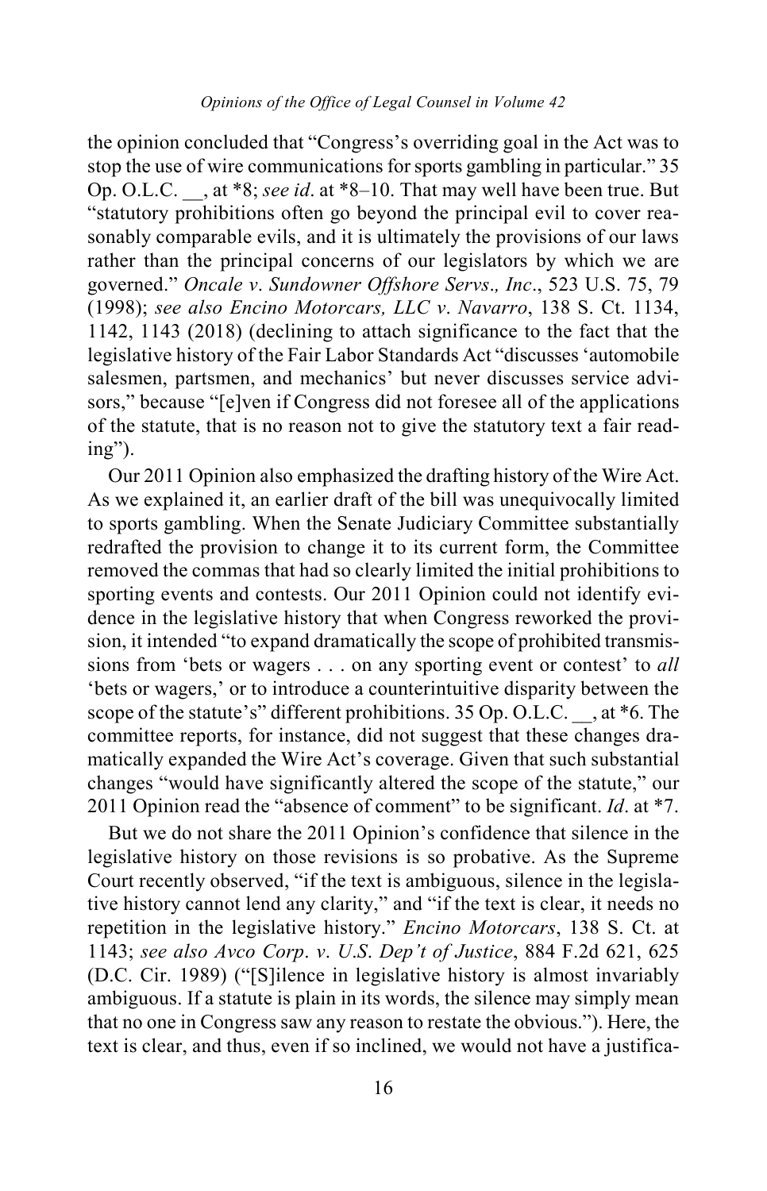the opinion concluded that "Congress's overriding goal in the Act was to stop the use of wire communications for sports gambling in particular." 35 Op. O.L.C. __, at *8; *see id*. at *8–10. That may well have been true. But "statutory prohibitions often go beyond the principal evil to cover reasonably comparable evils, and it is ultimately the provisions of our laws rather than the principal concerns of our legislators by which we are governed." *Oncale v. Sundowner Offshore Servs., Inc.*, 523 U.S. 75, 79 (1998); *see also Encino Motorcars, LLC v. Navarro*, 138 S. Ct. 1134, 1142, 1143 (2018) (declining to attach significance to the fact that the legislative history of the Fair Labor Standards Act "discusses 'automobile salesmen, partsmen, and mechanics' but never discusses service advisors," because "[e]ven if Congress did not foresee all of the applications of the statute, that is no reason not to give the statutory text a fair reading").

Our 2011 Opinion also emphasized the drafting history of the Wire Act. As we explained it, an earlier draft of the bill was unequivocally limited to sports gambling. When the Senate Judiciary Committee substantially redrafted the provision to change it to its current form, the Committee removed the commas that had so clearly limited the initial prohibitions to sporting events and contests. Our 2011 Opinion could not identify evidence in the legislative history that when Congress reworked the provision, it intended "to expand dramatically the scope of prohibited transmissions from 'bets or wagers . . . on any sporting event or contest' to *all* 'bets or wagers,' or to introduce a counterintuitive disparity between the scope of the statute's" different prohibitions. 35 Op. O.L.C. __, at *6. The committee reports, for instance, did not suggest that these changes dramatically expanded the Wire Act's coverage. Given that such substantial changes "would have significantly altered the scope of the statute," our 2011 Opinion read the "absence of comment" to be significant. *Id*. at *7.

But we do not share the 2011 Opinion's confidence that silence in the legislative history on those revisions is so probative. As the Supreme Court recently observed, "if the text is ambiguous, silence in the legislative history cannot lend any clarity," and "if the text is clear, it needs no repetition in the legislative history." *Encino Motorcars*, 138 S. Ct. at 1143; *see also Avco Corp. v. U.S. Dep't of Justice*, 884 F.2d 621, 625 (D.C. Cir. 1989) ("[S]ilence in legislative history is almost invariably ambiguous. If a statute is plain in its words, the silence may simply mean that no one in Congress saw any reason to restate the obvious."). Here, the text is clear, and thus, even if so inclined, we would not have a justifica-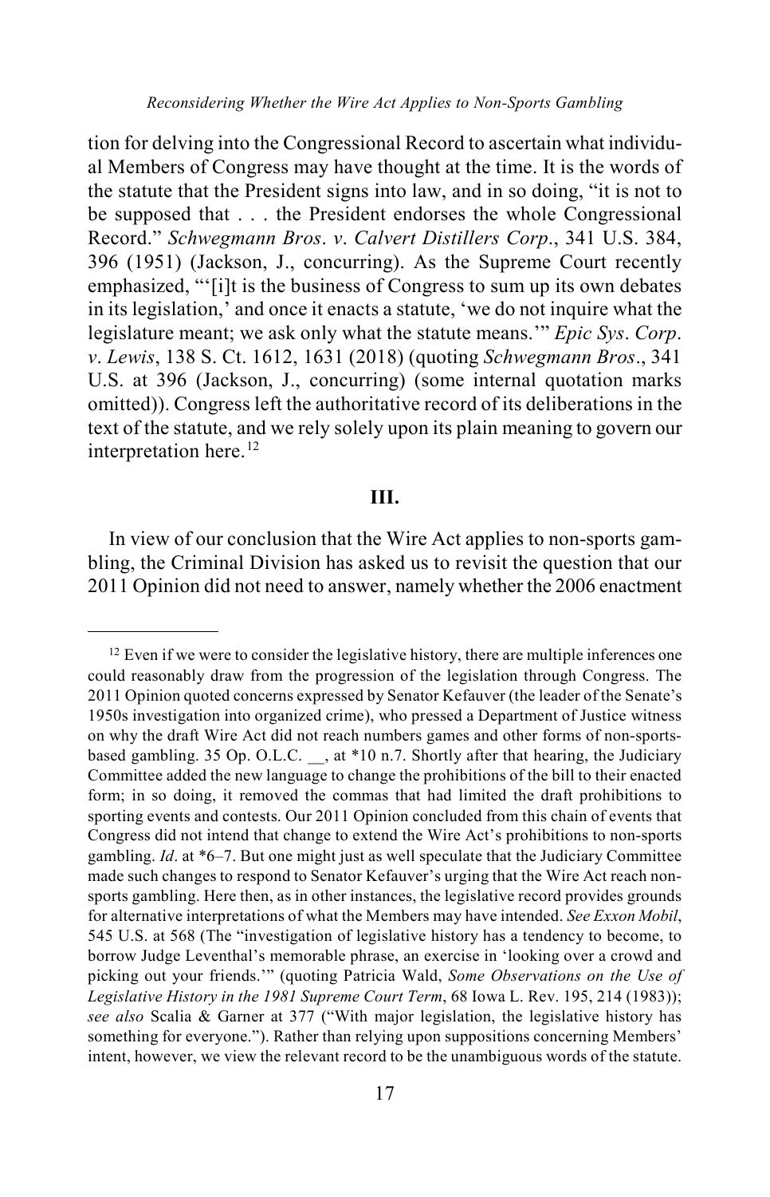tion for delving into the Congressional Record to ascertain what individual Members of Congress may have thought at the time. It is the words of the statute that the President signs into law, and in so doing, "it is not to be supposed that . . . the President endorses the whole Congressional Record." *Schwegmann Bros*. *v*. *Calvert Distillers Corp*., 341 U.S. 384, 396 (1951) (Jackson, J., concurring). As the Supreme Court recently emphasized, "'[i]t is the business of Congress to sum up its own debates in its legislation,' and once it enacts a statute, 'we do not inquire what the legislature meant; we ask only what the statute means.'" *Epic Sys*. *Corp*. *v*. *Lewis*, 138 S. Ct. 1612, 1631 (2018) (quoting *Schwegmann Bros*., 341 U.S. at 396 (Jackson, J., concurring) (some internal quotation marks omitted)). Congress left the authoritative record of its deliberations in the text of the statute, and we rely solely upon its plain meaning to govern our interpretation here.[12]

## III.

In view of our conclusion that the Wire Act applies to non-sports gambling, the Criminal Division has asked us to revisit the question that our 2011 Opinion did not need to answer, namely whether the 2006 enactment

---

[12] Even if we were to consider the legislative history, there are multiple inferences one could reasonably draw from the progression of the legislation through Congress. The 2011 Opinion quoted concerns expressed by Senator Kefauver (the leader of the Senate's 1950s investigation into organized crime), who pressed a Department of Justice witness on why the draft Wire Act did not reach numbers games and other forms of non-sports-based gambling. 35 Op. O.L.C. __, at *10 n.7. Shortly after that hearing, the Judiciary Committee added the new language to change the prohibitions of the bill to their enacted form; in so doing, it removed the commas that had limited the draft prohibitions to sporting events and contests. Our 2011 Opinion concluded from this chain of events that Congress did not intend that change to extend the Wire Act's prohibitions to non-sports gambling. *Id*. at *6–7. But one might just as well speculate that the Judiciary Committee made such changes to respond to Senator Kefauver's urging that the Wire Act reach non-sports gambling. Here then, as in other instances, the legislative record provides grounds for alternative interpretations of what the Members may have intended. *See Exxon Mobil*, 545 U.S. at 568 (The "investigation of legislative history has a tendency to become, to borrow Judge Leventhal's memorable phrase, an exercise in 'looking over a crowd and picking out your friends.'" (quoting Patricia Wald, *Some Observations on the Use of Legislative History in the 1981 Supreme Court Term*, 68 Iowa L. Rev. 195, 214 (1983)); *see also* Scalia & Garner at 377 ("With major legislation, the legislative history has something for everyone."). Rather than relying upon suppositions concerning Members' intent, however, we view the relevant record to be the unambiguous words of the statute.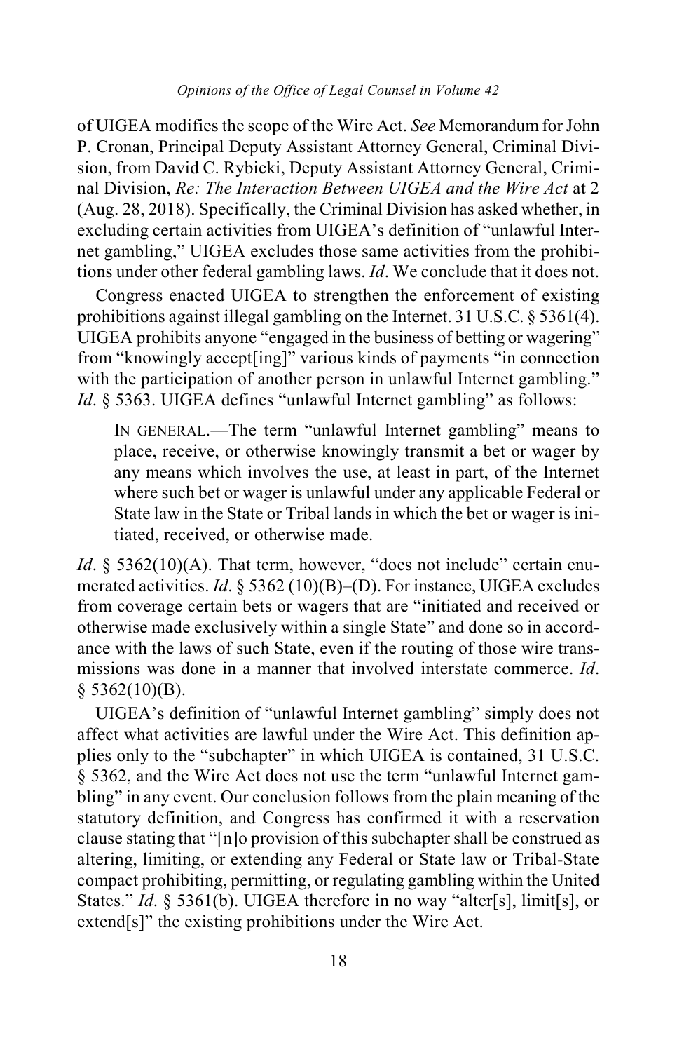of UIGEA modifies the scope of the Wire Act. *See* Memorandum for John P. Cronan, Principal Deputy Assistant Attorney General, Criminal Division, from David C. Rybicki, Deputy Assistant Attorney General, Criminal Division, *Re: The Interaction Between UIGEA and the Wire Act* at 2 (Aug. 28, 2018). Specifically, the Criminal Division has asked whether, in excluding certain activities from UIGEA's definition of "unlawful Internet gambling," UIGEA excludes those same activities from the prohibitions under other federal gambling laws. *Id*. We conclude that it does not.

Congress enacted UIGEA to strengthen the enforcement of existing prohibitions against illegal gambling on the Internet. 31 U.S.C. § 5361(4). UIGEA prohibits anyone "engaged in the business of betting or wagering" from "knowingly accept[ing]" various kinds of payments "in connection with the participation of another person in unlawful Internet gambling." *Id*. § 5363. UIGEA defines "unlawful Internet gambling" as follows:

> IN GENERAL.—The term "unlawful Internet gambling" means to place, receive, or otherwise knowingly transmit a bet or wager by any means which involves the use, at least in part, of the Internet where such bet or wager is unlawful under any applicable Federal or State law in the State or Tribal lands in which the bet or wager is initiated, received, or otherwise made.

*Id*. § 5362(10)(A). That term, however, "does not include" certain enumerated activities. *Id*. § 5362 (10)(B)–(D). For instance, UIGEA excludes from coverage certain bets or wagers that are "initiated and received or otherwise made exclusively within a single State" and done so in accordance with the laws of such State, even if the routing of those wire transmissions was done in a manner that involved interstate commerce. *Id*. § 5362(10)(B).

UIGEA's definition of "unlawful Internet gambling" simply does not affect what activities are lawful under the Wire Act. This definition applies only to the "subchapter" in which UIGEA is contained, 31 U.S.C. § 5362, and the Wire Act does not use the term "unlawful Internet gambling" in any event. Our conclusion follows from the plain meaning of the statutory definition, and Congress has confirmed it with a reservation clause stating that "[n]o provision of this subchapter shall be construed as altering, limiting, or extending any Federal or State law or Tribal-State compact prohibiting, permitting, or regulating gambling within the United States." *Id*. § 5361(b). UIGEA therefore in no way "alter[s], limit[s], or extend[s]" the existing prohibitions under the Wire Act.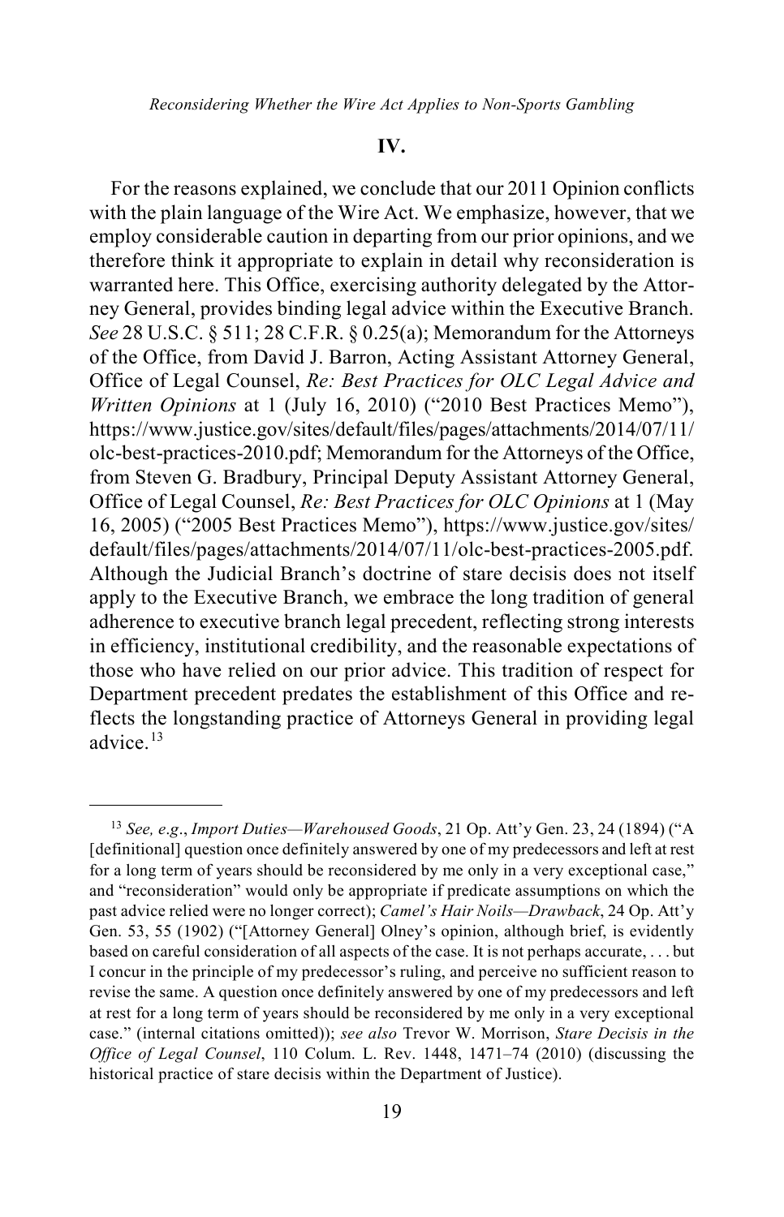## IV.

For the reasons explained, we conclude that our 2011 Opinion conflicts with the plain language of the Wire Act. We emphasize, however, that we employ considerable caution in departing from our prior opinions, and we therefore think it appropriate to explain in detail why reconsideration is warranted here. This Office, exercising authority delegated by the Attorney General, provides binding legal advice within the Executive Branch. *See* 28 U.S.C. § 511; 28 C.F.R. § 0.25(a); Memorandum for the Attorneys of the Office, from David J. Barron, Acting Assistant Attorney General, Office of Legal Counsel, *Re: Best Practices for OLC Legal Advice and Written Opinions* at 1 (July 16, 2010) ("2010 Best Practices Memo"), https://www.justice.gov/sites/default/files/pages/attachments/2014/07/11/olc-best-practices-2010.pdf; Memorandum for the Attorneys of the Office, from Steven G. Bradbury, Principal Deputy Assistant Attorney General, Office of Legal Counsel, *Re: Best Practices for OLC Opinions* at 1 (May 16, 2005) ("2005 Best Practices Memo"), https://www.justice.gov/sites/default/files/pages/attachments/2014/07/11/olc-best-practices-2005.pdf. Although the Judicial Branch's doctrine of stare decisis does not itself apply to the Executive Branch, we embrace the long tradition of general adherence to executive branch legal precedent, reflecting strong interests in efficiency, institutional credibility, and the reasonable expectations of those who have relied on our prior advice. This tradition of respect for Department precedent predates the establishment of this Office and reflects the longstanding practice of Attorneys General in providing legal advice.[13]

---

[13] *See, e.g.*, *Import Duties—Warehoused Goods*, 21 Op. Att'y Gen. 23, 24 (1894) ("A [definitional] question once definitely answered by one of my predecessors and left at rest for a long term of years should be reconsidered by me only in a very exceptional case," and "reconsideration" would only be appropriate if predicate assumptions on which the past advice relied were no longer correct); *Camel's Hair Noils—Drawback*, 24 Op. Att'y Gen. 53, 55 (1902) ("[Attorney General] Olney's opinion, although brief, is evidently based on careful consideration of all aspects of the case. It is not perhaps accurate, . . . but I concur in the principle of my predecessor's ruling, and perceive no sufficient reason to revise the same. A question once definitely answered by one of my predecessors and left at rest for a long term of years should be reconsidered by me only in a very exceptional case." (internal citations omitted)); *see also* Trevor W. Morrison, *Stare Decisis in the Office of Legal Counsel*, 110 Colum. L. Rev. 1448, 1471–74 (2010) (discussing the historical practice of stare decisis within the Department of Justice).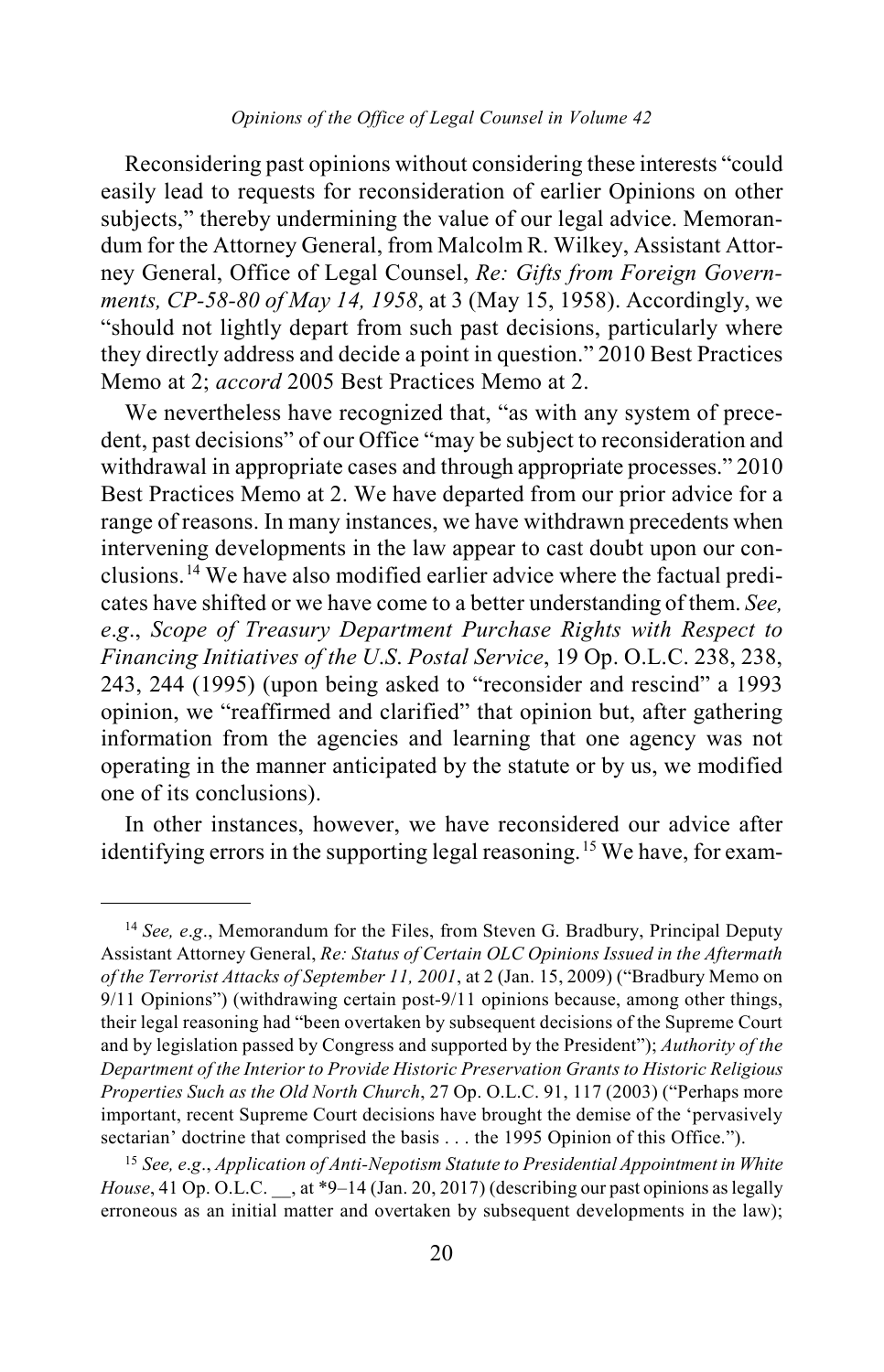Reconsidering past opinions without considering these interests "could easily lead to requests for reconsideration of earlier Opinions on other subjects," thereby undermining the value of our legal advice. Memorandum for the Attorney General, from Malcolm R. Wilkey, Assistant Attorney General, Office of Legal Counsel, *Re: Gifts from Foreign Governments, CP-58-80 of May 14, 1958*, at 3 (May 15, 1958). Accordingly, we "should not lightly depart from such past decisions, particularly where they directly address and decide a point in question." 2010 Best Practices Memo at 2; *accord* 2005 Best Practices Memo at 2.

We nevertheless have recognized that, "as with any system of precedent, past decisions" of our Office "may be subject to reconsideration and withdrawal in appropriate cases and through appropriate processes." 2010 Best Practices Memo at 2. We have departed from our prior advice for a range of reasons. In many instances, we have withdrawn precedents when intervening developments in the law appear to cast doubt upon our conclusions.[14] We have also modified earlier advice where the factual predicates have shifted or we have come to a better understanding of them. *See, e.g.*, *Scope of Treasury Department Purchase Rights with Respect to Financing Initiatives of the U.S. Postal Service*, 19 Op. O.L.C. 238, 238, 243, 244 (1995) (upon being asked to "reconsider and rescind" a 1993 opinion, we "reaffirmed and clarified" that opinion but, after gathering information from the agencies and learning that one agency was not operating in the manner anticipated by the statute or by us, we modified one of its conclusions).

In other instances, however, we have reconsidered our advice after identifying errors in the supporting legal reasoning.[15] We have, for exam-

---

[14] *See, e.g.*, Memorandum for the Files, from Steven G. Bradbury, Principal Deputy Assistant Attorney General, *Re: Status of Certain OLC Opinions Issued in the Aftermath of the Terrorist Attacks of September 11, 2001*, at 2 (Jan. 15, 2009) ("Bradbury Memo on 9/11 Opinions") (withdrawing certain post-9/11 opinions because, among other things, their legal reasoning had "been overtaken by subsequent decisions of the Supreme Court and by legislation passed by Congress and supported by the President"); *Authority of the Department of the Interior to Provide Historic Preservation Grants to Historic Religious Properties Such as the Old North Church*, 27 Op. O.L.C. 91, 117 (2003) ("Perhaps more important, recent Supreme Court decisions have brought the demise of the 'pervasively sectarian' doctrine that comprised the basis . . . the 1995 Opinion of this Office.").

[15] *See, e.g.*, *Application of Anti-Nepotism Statute to Presidential Appointment in White House*, 41 Op. O.L.C. __, at *9–14 (Jan. 20, 2017) (describing our past opinions as legally erroneous as an initial matter and overtaken by subsequent developments in the law);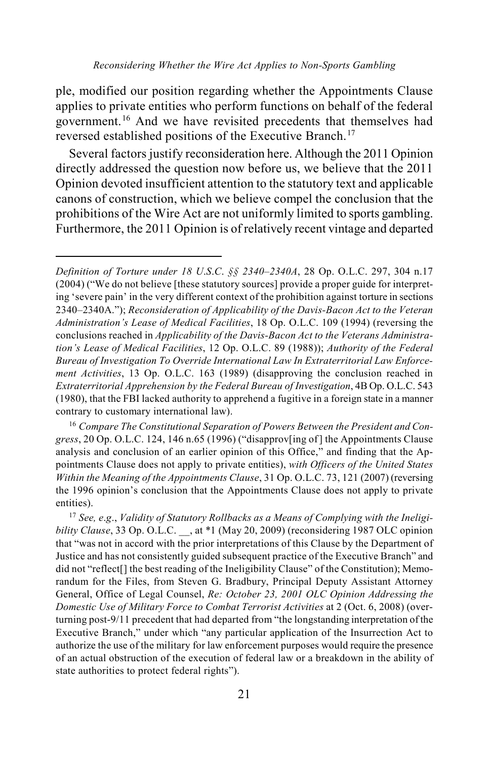ple, modified our position regarding whether the Appointments Clause applies to private entities who perform functions on behalf of the federal government.[16] And we have revisited precedents that themselves had reversed established positions of the Executive Branch.[17]

Several factors justify reconsideration here. Although the 2011 Opinion directly addressed the question now before us, we believe that the 2011 Opinion devoted insufficient attention to the statutory text and applicable canons of construction, which we believe compel the conclusion that the prohibitions of the Wire Act are not uniformly limited to sports gambling. Furthermore, the 2011 Opinion is of relatively recent vintage and departed

---

*Definition of Torture under 18 U.S.C. §§ 2340–2340A*, 28 Op. O.L.C. 297, 304 n.17 (2004) ("We do not believe [these statutory sources] provide a proper guide for interpreting 'severe pain' in the very different context of the prohibition against torture in sections 2340–2340A."); *Reconsideration of Applicability of the Davis-Bacon Act to the Veteran Administration's Lease of Medical Facilities*, 18 Op. O.L.C. 109 (1994) (reversing the conclusions reached in *Applicability of the Davis-Bacon Act to the Veterans Administration's Lease of Medical Facilities*, 12 Op. O.L.C. 89 (1988)); *Authority of the Federal Bureau of Investigation To Override International Law In Extraterritorial Law Enforcement Activities*, 13 Op. O.L.C. 163 (1989) (disapproving the conclusion reached in *Extraterritorial Apprehension by the Federal Bureau of Investigation*, 4B Op. O.L.C. 543 (1980), that the FBI lacked authority to apprehend a fugitive in a foreign state in a manner contrary to customary international law).

[16] *Compare The Constitutional Separation of Powers Between the President and Congress*, 20 Op. O.L.C. 124, 146 n.65 (1996) ("disapprov[ing of] the Appointments Clause analysis and conclusion of an earlier opinion of this Office," and finding that the Appointments Clause does not apply to private entities), *with Officers of the United States Within the Meaning of the Appointments Clause*, 31 Op. O.L.C. 73, 121 (2007) (reversing the 1996 opinion's conclusion that the Appointments Clause does not apply to private entities).

[17] *See, e.g.*, *Validity of Statutory Rollbacks as a Means of Complying with the Ineligibility Clause*, 33 Op. O.L.C. __, at *1 (May 20, 2009) (reconsidering 1987 OLC opinion that "was not in accord with the prior interpretations of this Clause by the Department of Justice and has not consistently guided subsequent practice of the Executive Branch" and did not "reflect[] the best reading of the Ineligibility Clause" of the Constitution); Memorandum for the Files, from Steven G. Bradbury, Principal Deputy Assistant Attorney General, Office of Legal Counsel, *Re: October 23, 2001 OLC Opinion Addressing the Domestic Use of Military Force to Combat Terrorist Activities* at 2 (Oct. 6, 2008) (overturning post-9/11 precedent that had departed from "the longstanding interpretation of the Executive Branch," under which "any particular application of the Insurrection Act to authorize the use of the military for law enforcement purposes would require the presence of an actual obstruction of the execution of federal law or a breakdown in the ability of state authorities to protect federal rights").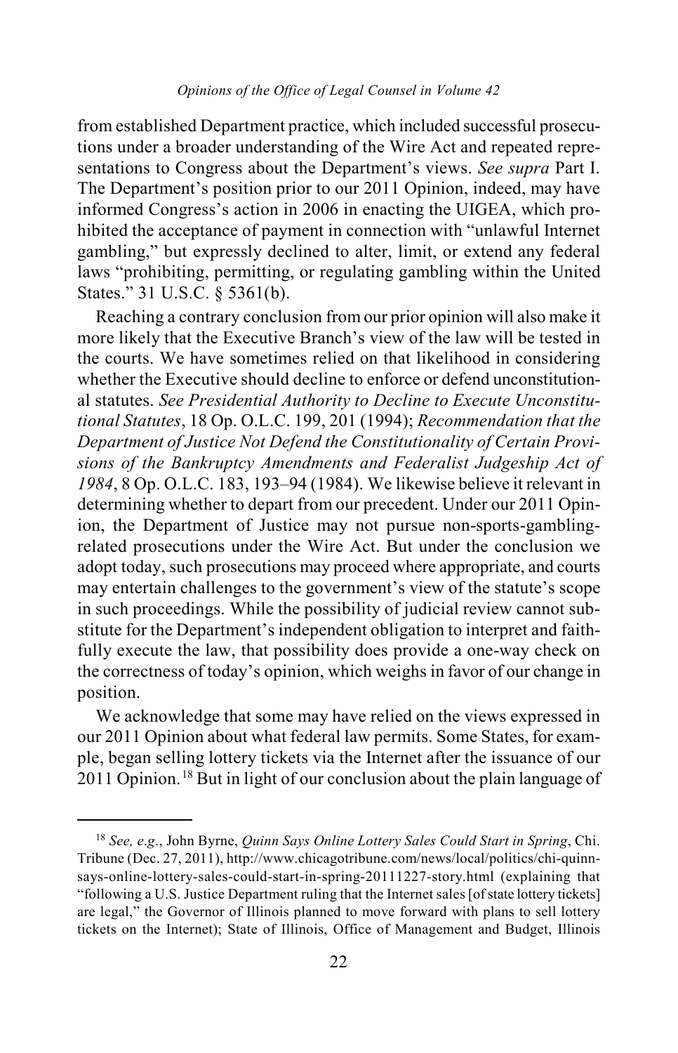from established Department practice, which included successful prosecutions under a broader understanding of the Wire Act and repeated representations to Congress about the Department's views. *See supra* Part I. The Department's position prior to our 2011 Opinion, indeed, may have informed Congress's action in 2006 in enacting the UIGEA, which prohibited the acceptance of payment in connection with "unlawful Internet gambling," but expressly declined to alter, limit, or extend any federal laws "prohibiting, permitting, or regulating gambling within the United States." 31 U.S.C. § 5361(b).

Reaching a contrary conclusion from our prior opinion will also make it more likely that the Executive Branch's view of the law will be tested in the courts. We have sometimes relied on that likelihood in considering whether the Executive should decline to enforce or defend unconstitutional statutes. *See Presidential Authority to Decline to Execute Unconstitutional Statutes*, 18 Op. O.L.C. 199, 201 (1994); *Recommendation that the Department of Justice Not Defend the Constitutionality of Certain Provisions of the Bankruptcy Amendments and Federalist Judgeship Act of 1984*, 8 Op. O.L.C. 183, 193–94 (1984). We likewise believe it relevant in determining whether to depart from our precedent. Under our 2011 Opinion, the Department of Justice may not pursue non-sports-gambling-related prosecutions under the Wire Act. But under the conclusion we adopt today, such prosecutions may proceed where appropriate, and courts may entertain challenges to the government's view of the statute's scope in such proceedings. While the possibility of judicial review cannot substitute for the Department's independent obligation to interpret and faithfully execute the law, that possibility does provide a one-way check on the correctness of today's opinion, which weighs in favor of our change in position.

We acknowledge that some may have relied on the views expressed in our 2011 Opinion about what federal law permits. Some States, for example, began selling lottery tickets via the Internet after the issuance of our 2011 Opinion.[18] But in light of our conclusion about the plain language of

---

[18] *See, e.g*., John Byrne, *Quinn Says Online Lottery Sales Could Start in Spring*, Chi. Tribune (Dec. 27, 2011), http://www.chicagotribune.com/news/local/politics/chi-quinn-says-online-lottery-sales-could-start-in-spring-20111227-story.html (explaining that "following a U.S. Justice Department ruling that the Internet sales [of state lottery tickets] are legal," the Governor of Illinois planned to move forward with plans to sell lottery tickets on the Internet); State of Illinois, Office of Management and Budget, Illinois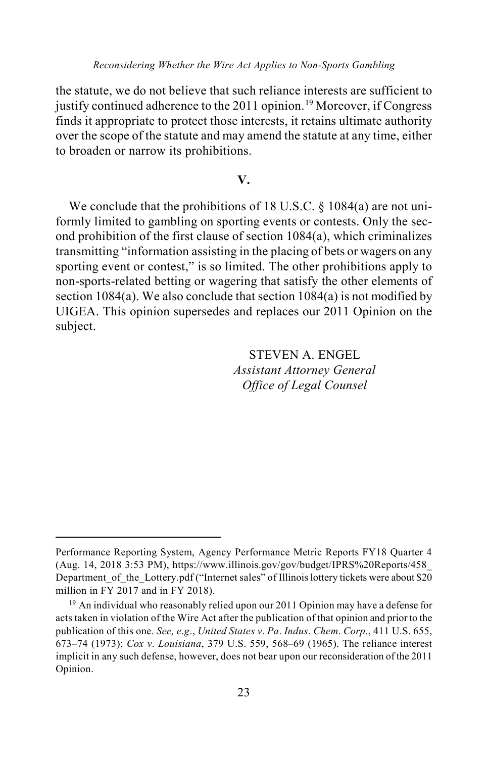the statute, we do not believe that such reliance interests are sufficient to justify continued adherence to the 2011 opinion.[19] Moreover, if Congress finds it appropriate to protect those interests, it retains ultimate authority over the scope of the statute and may amend the statute at any time, either to broaden or narrow its prohibitions.

## V.

We conclude that the prohibitions of 18 U.S.C. § 1084(a) are not uniformly limited to gambling on sporting events or contests. Only the second prohibition of the first clause of section 1084(a), which criminalizes transmitting "information assisting in the placing of bets or wagers on any sporting event or contest," is so limited. The other prohibitions apply to non-sports-related betting or wagering that satisfy the other elements of section 1084(a). We also conclude that section 1084(a) is not modified by UIGEA. This opinion supersedes and replaces our 2011 Opinion on the subject.

STEVEN A. ENGEL
*Assistant Attorney General*
*Office of Legal Counsel*

---

Performance Reporting System, Agency Performance Metric Reports FY18 Quarter 4 (Aug. 14, 2018 3:53 PM), https://www.illinois.gov/gov/budget/IPRS%20Reports/458_Department_of_the_Lottery.pdf ("Internet sales" of Illinois lottery tickets were about $20 million in FY 2017 and in FY 2018).

[19] An individual who reasonably relied upon our 2011 Opinion may have a defense for acts taken in violation of the Wire Act after the publication of that opinion and prior to the publication of this one. *See, e.g.*, *United States v. Pa. Indus. Chem. Corp.*, 411 U.S. 655, 673–74 (1973); *Cox v. Louisiana*, 379 U.S. 559, 568–69 (1965). The reliance interest implicit in any such defense, however, does not bear upon our reconsideration of the 2011 Opinion.